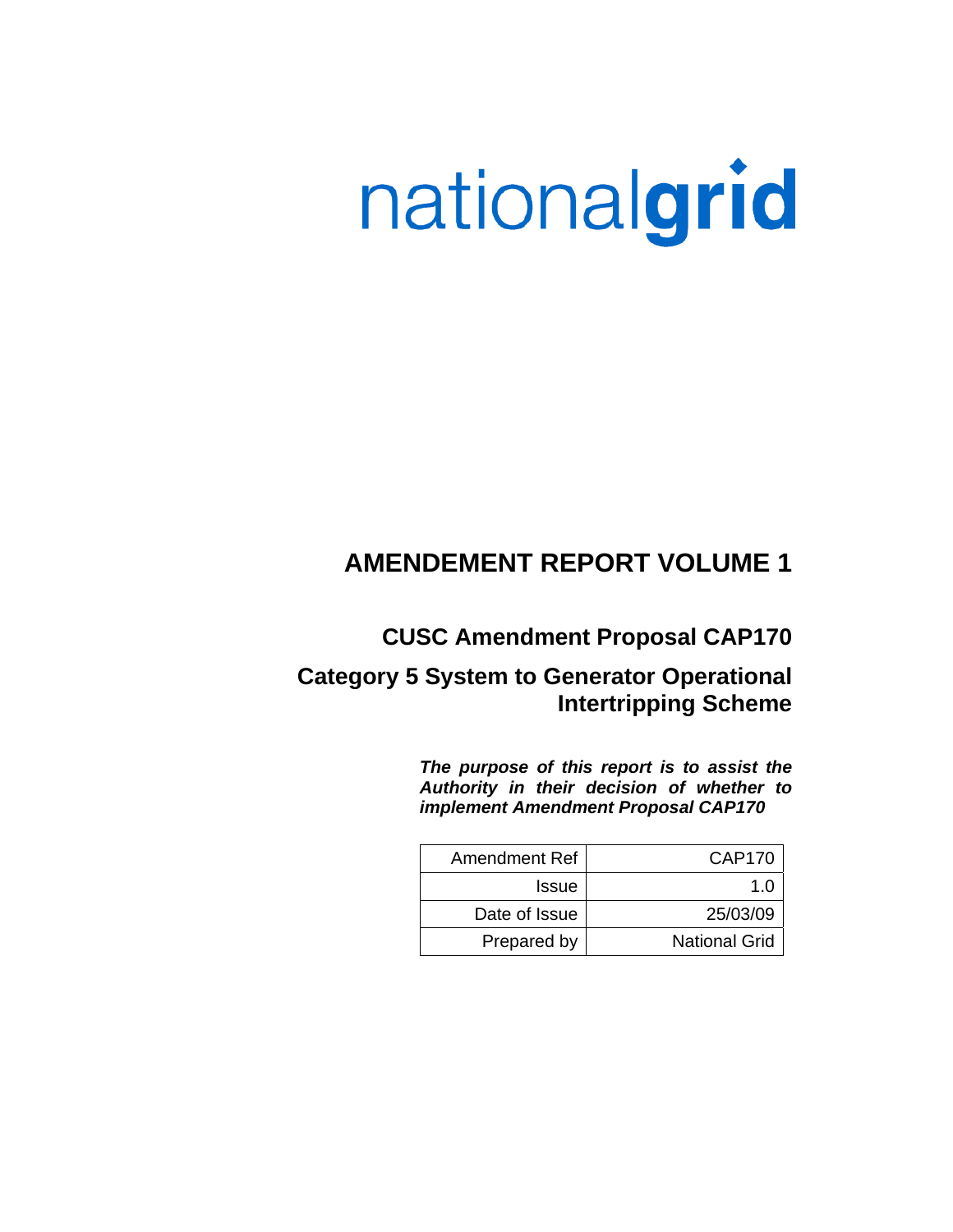nationalgrid

# AMENDEMENT REPORT VOLUME 1

## CUSC Amendment Proposal CAP170

## Category 5 System to Generator Operational Intertripping Scheme

***The purpose of this report is to assist the Authority in their decision of whether to implement Amendment Proposal CAP170***

| | |
|---|---|
| Amendment Ref | CAP170 |
| Issue | 1.0 |
| Date of Issue | 25/03/09 |
| Prepared by | National Grid |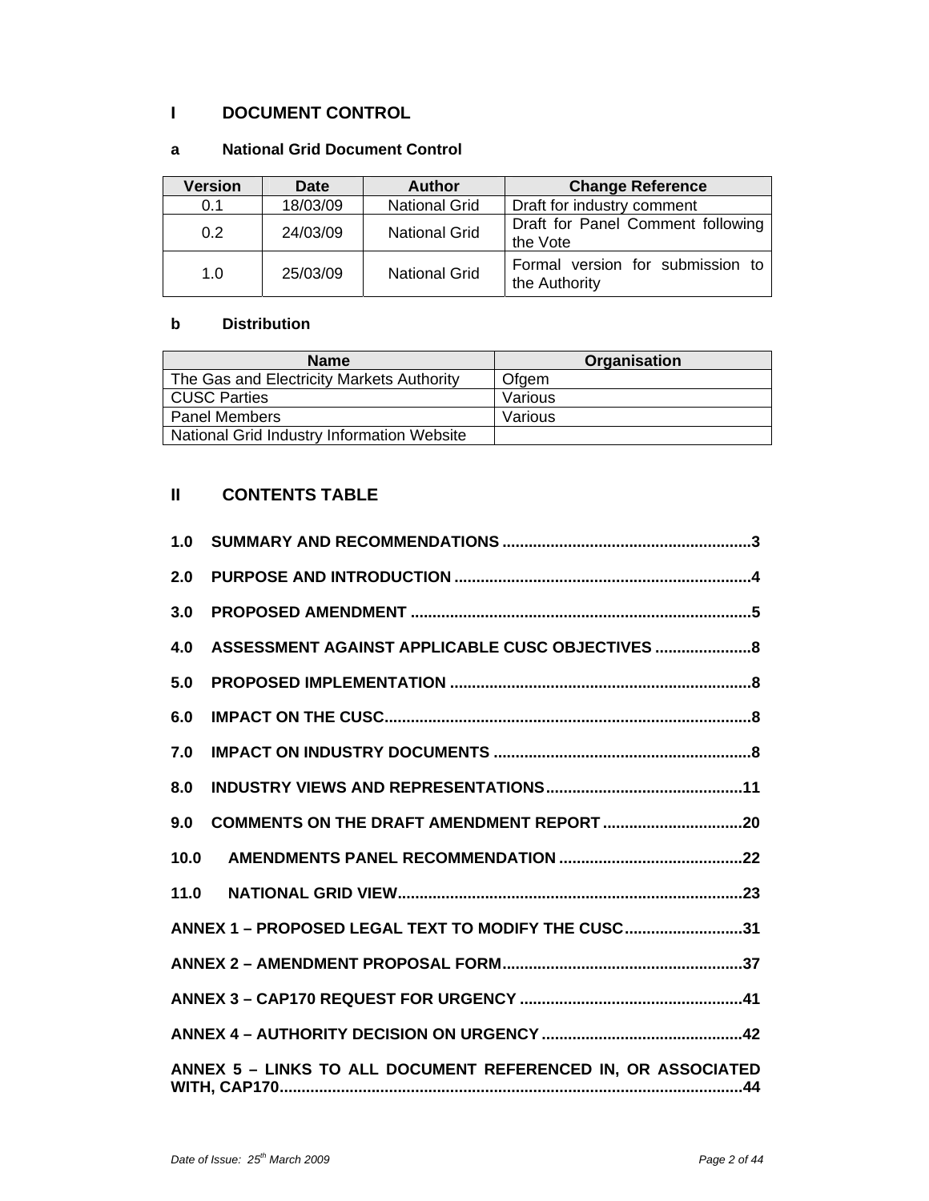## I DOCUMENT CONTROL

### a National Grid Document Control

| Version | Date | Author | Change Reference |
|---|---|---|---|
| 0.1 | 18/03/09 | National Grid | Draft for industry comment |
| 0.2 | 24/03/09 | National Grid | Draft for Panel Comment following the Vote |
| 1.0 | 25/03/09 | National Grid | Formal version for submission to the Authority |

### b Distribution

| Name | Organisation |
|---|---|
| The Gas and Electricity Markets Authority | Ofgem |
| CUSC Parties | Various |
| Panel Members | Various |
| National Grid Industry Information Website | |

## II CONTENTS TABLE

**1.0 SUMMARY AND RECOMMENDATIONS .........................................................3**

**2.0 PURPOSE AND INTRODUCTION ....................................................................4**

**3.0 PROPOSED AMENDMENT ..............................................................................5**

**4.0 ASSESSMENT AGAINST APPLICABLE CUSC OBJECTIVES ......................8**

**5.0 PROPOSED IMPLEMENTATION .....................................................................8**

**6.0 IMPACT ON THE CUSC....................................................................................8**

**7.0 IMPACT ON INDUSTRY DOCUMENTS ...........................................................8**

**8.0 INDUSTRY VIEWS AND REPRESENTATIONS.............................................11**

**9.0 COMMENTS ON THE DRAFT AMENDMENT REPORT ................................20**

**10.0 AMENDMENTS PANEL RECOMMENDATION ..........................................22**

**11.0 NATIONAL GRID VIEW...............................................................................23**

**ANNEX 1 – PROPOSED LEGAL TEXT TO MODIFY THE CUSC...........................31**

**ANNEX 2 – AMENDMENT PROPOSAL FORM.......................................................37**

**ANNEX 3 – CAP170 REQUEST FOR URGENCY ...................................................41**

**ANNEX 4 – AUTHORITY DECISION ON URGENCY ..............................................42**

**ANNEX 5 – LINKS TO ALL DOCUMENT REFERENCED IN, OR ASSOCIATED WITH, CAP170........................................................................................................44**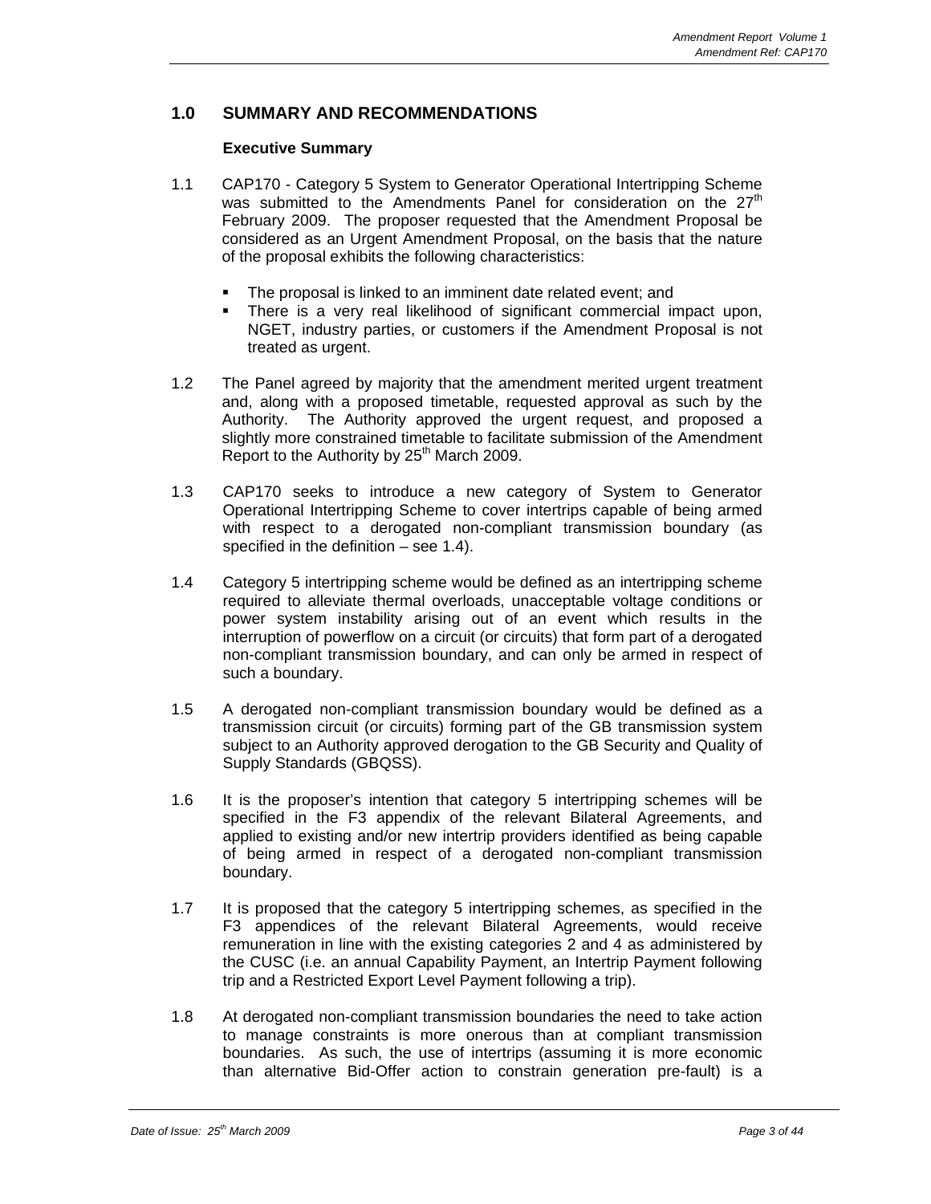## 1.0 SUMMARY AND RECOMMENDATIONS

### Executive Summary

1.1 CAP170 - Category 5 System to Generator Operational Intertripping Scheme was submitted to the Amendments Panel for consideration on the 27th February 2009. The proposer requested that the Amendment Proposal be considered as an Urgent Amendment Proposal, on the basis that the nature of the proposal exhibits the following characteristics:

- The proposal is linked to an imminent date related event; and
- There is a very real likelihood of significant commercial impact upon, NGET, industry parties, or customers if the Amendment Proposal is not treated as urgent.

1.2 The Panel agreed by majority that the amendment merited urgent treatment and, along with a proposed timetable, requested approval as such by the Authority. The Authority approved the urgent request, and proposed a slightly more constrained timetable to facilitate submission of the Amendment Report to the Authority by 25th March 2009.

1.3 CAP170 seeks to introduce a new category of System to Generator Operational Intertripping Scheme to cover intertrips capable of being armed with respect to a derogated non-compliant transmission boundary (as specified in the definition – see 1.4).

1.4 Category 5 intertripping scheme would be defined as an intertripping scheme required to alleviate thermal overloads, unacceptable voltage conditions or power system instability arising out of an event which results in the interruption of powerflow on a circuit (or circuits) that form part of a derogated non-compliant transmission boundary, and can only be armed in respect of such a boundary.

1.5 A derogated non-compliant transmission boundary would be defined as a transmission circuit (or circuits) forming part of the GB transmission system subject to an Authority approved derogation to the GB Security and Quality of Supply Standards (GBQSS).

1.6 It is the proposer's intention that category 5 intertripping schemes will be specified in the F3 appendix of the relevant Bilateral Agreements, and applied to existing and/or new intertrip providers identified as being capable of being armed in respect of a derogated non-compliant transmission boundary.

1.7 It is proposed that the category 5 intertripping schemes, as specified in the F3 appendices of the relevant Bilateral Agreements, would receive remuneration in line with the existing categories 2 and 4 as administered by the CUSC (i.e. an annual Capability Payment, an Intertrip Payment following trip and a Restricted Export Level Payment following a trip).

1.8 At derogated non-compliant transmission boundaries the need to take action to manage constraints is more onerous than at compliant transmission boundaries. As such, the use of intertrips (assuming it is more economic than alternative Bid-Offer action to constrain generation pre-fault) is a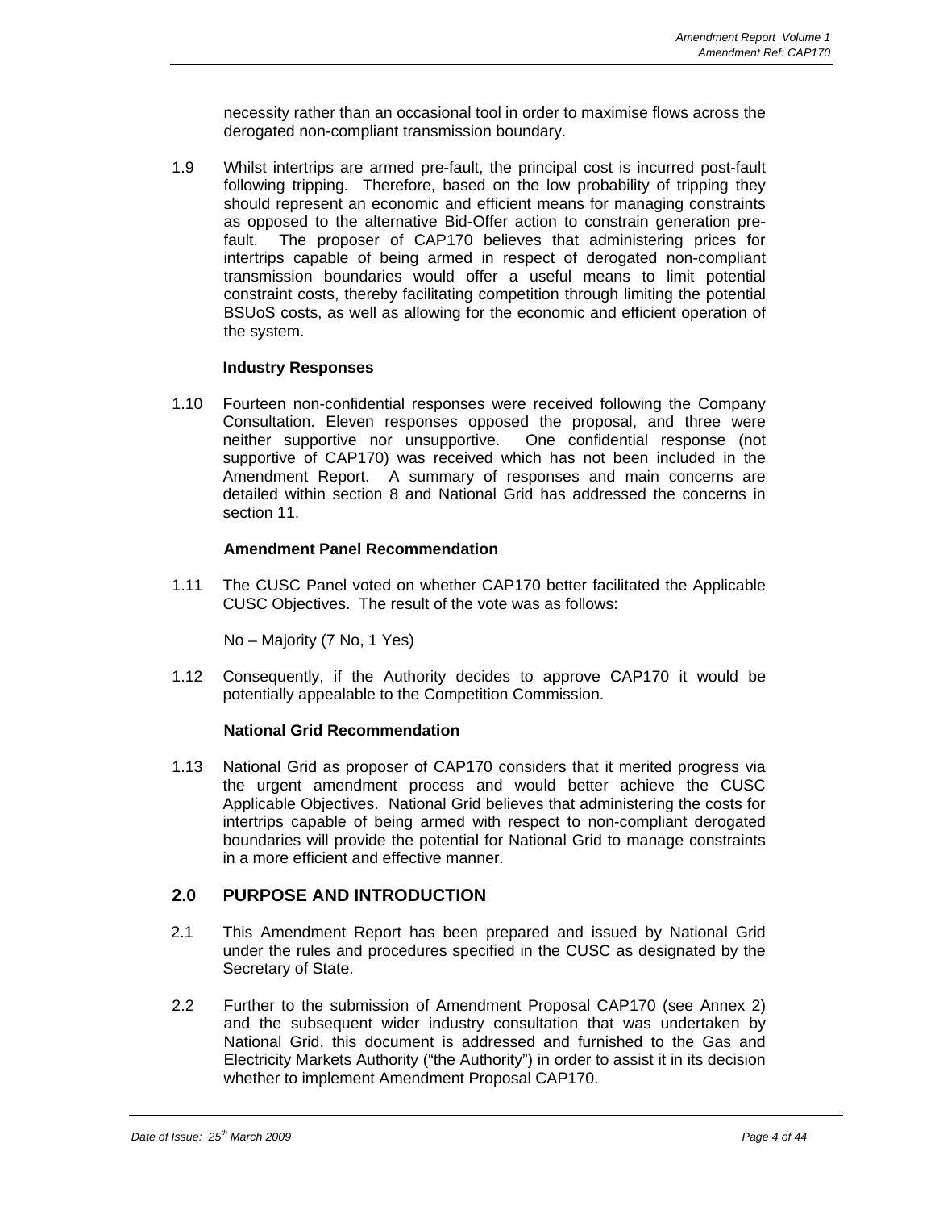necessity rather than an occasional tool in order to maximise flows across the derogated non-compliant transmission boundary.

1.9 Whilst intertrips are armed pre-fault, the principal cost is incurred post-fault following tripping. Therefore, based on the low probability of tripping they should represent an economic and efficient means for managing constraints as opposed to the alternative Bid-Offer action to constrain generation pre-fault. The proposer of CAP170 believes that administering prices for intertrips capable of being armed in respect of derogated non-compliant transmission boundaries would offer a useful means to limit potential constraint costs, thereby facilitating competition through limiting the potential BSUoS costs, as well as allowing for the economic and efficient operation of the system.

**Industry Responses**

1.10 Fourteen non-confidential responses were received following the Company Consultation. Eleven responses opposed the proposal, and three were neither supportive nor unsupportive. One confidential response (not supportive of CAP170) was received which has not been included in the Amendment Report. A summary of responses and main concerns are detailed within section 8 and National Grid has addressed the concerns in section 11.

**Amendment Panel Recommendation**

1.11 The CUSC Panel voted on whether CAP170 better facilitated the Applicable CUSC Objectives. The result of the vote was as follows:

No – Majority (7 No, 1 Yes)

1.12 Consequently, if the Authority decides to approve CAP170 it would be potentially appealable to the Competition Commission.

**National Grid Recommendation**

1.13 National Grid as proposer of CAP170 considers that it merited progress via the urgent amendment process and would better achieve the CUSC Applicable Objectives. National Grid believes that administering the costs for intertrips capable of being armed with respect to non-compliant derogated boundaries will provide the potential for National Grid to manage constraints in a more efficient and effective manner.

## 2.0 PURPOSE AND INTRODUCTION

2.1 This Amendment Report has been prepared and issued by National Grid under the rules and procedures specified in the CUSC as designated by the Secretary of State.

2.2 Further to the submission of Amendment Proposal CAP170 (see Annex 2) and the subsequent wider industry consultation that was undertaken by National Grid, this document is addressed and furnished to the Gas and Electricity Markets Authority ("the Authority") in order to assist it in its decision whether to implement Amendment Proposal CAP170.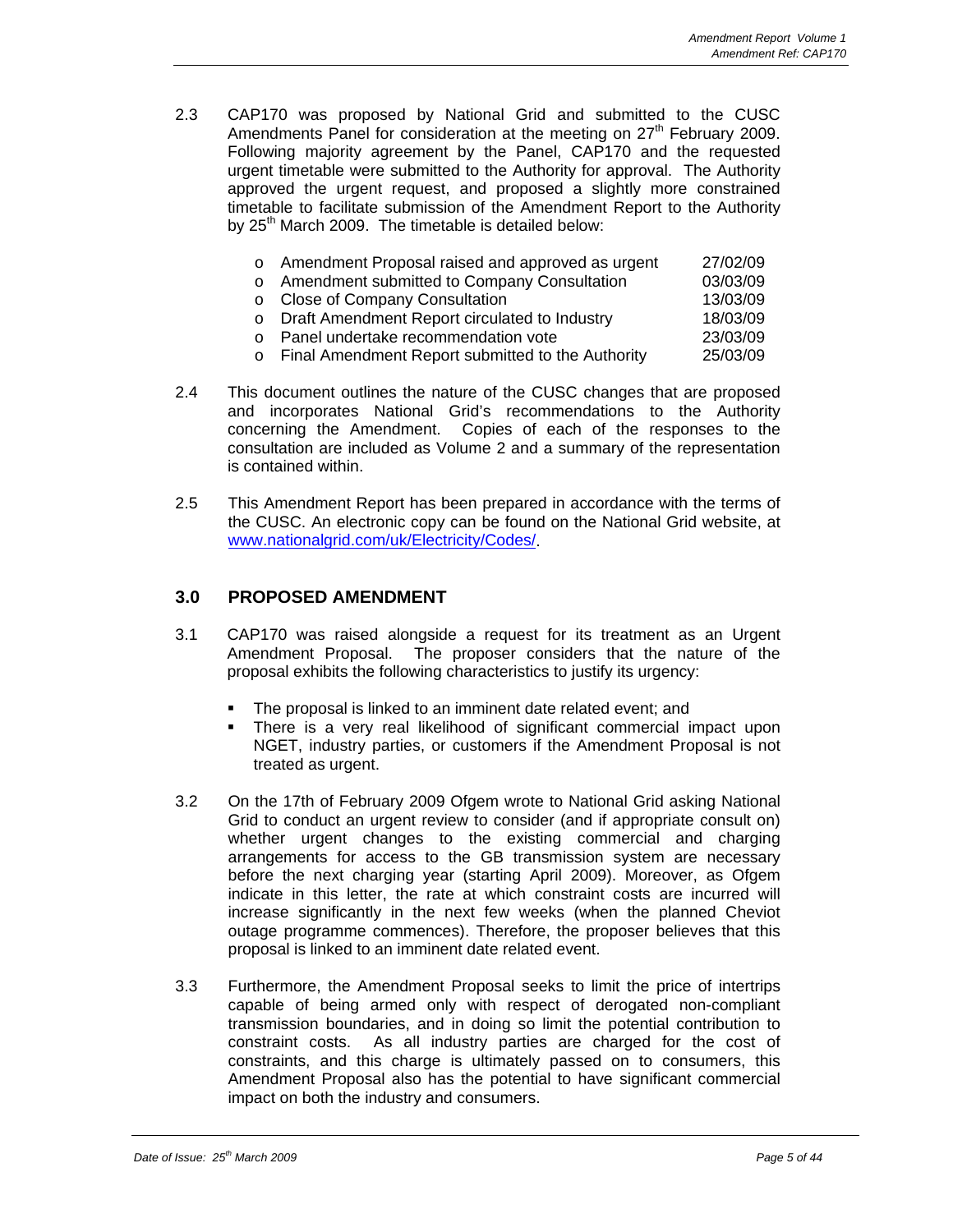2.3 CAP170 was proposed by National Grid and submitted to the CUSC Amendments Panel for consideration at the meeting on 27th February 2009. Following majority agreement by the Panel, CAP170 and the requested urgent timetable were submitted to the Authority for approval. The Authority approved the urgent request, and proposed a slightly more constrained timetable to facilitate submission of the Amendment Report to the Authority by 25th March 2009. The timetable is detailed below:

- Amendment Proposal raised and approved as urgent 27/02/09
- Amendment submitted to Company Consultation 03/03/09
- Close of Company Consultation 13/03/09
- Draft Amendment Report circulated to Industry 18/03/09
- Panel undertake recommendation vote 23/03/09
- Final Amendment Report submitted to the Authority 25/03/09

2.4 This document outlines the nature of the CUSC changes that are proposed and incorporates National Grid's recommendations to the Authority concerning the Amendment. Copies of each of the responses to the consultation are included as Volume 2 and a summary of the representation is contained within.

2.5 This Amendment Report has been prepared in accordance with the terms of the CUSC. An electronic copy can be found on the National Grid website, at www.nationalgrid.com/uk/Electricity/Codes/.

## 3.0 PROPOSED AMENDMENT

3.1 CAP170 was raised alongside a request for its treatment as an Urgent Amendment Proposal. The proposer considers that the nature of the proposal exhibits the following characteristics to justify its urgency:

- The proposal is linked to an imminent date related event; and
- There is a very real likelihood of significant commercial impact upon NGET, industry parties, or customers if the Amendment Proposal is not treated as urgent.

3.2 On the 17th of February 2009 Ofgem wrote to National Grid asking National Grid to conduct an urgent review to consider (and if appropriate consult on) whether urgent changes to the existing commercial and charging arrangements for access to the GB transmission system are necessary before the next charging year (starting April 2009). Moreover, as Ofgem indicate in this letter, the rate at which constraint costs are incurred will increase significantly in the next few weeks (when the planned Cheviot outage programme commences). Therefore, the proposer believes that this proposal is linked to an imminent date related event.

3.3 Furthermore, the Amendment Proposal seeks to limit the price of intertrips capable of being armed only with respect of derogated non-compliant transmission boundaries, and in doing so limit the potential contribution to constraint costs. As all industry parties are charged for the cost of constraints, and this charge is ultimately passed on to consumers, this Amendment Proposal also has the potential to have significant commercial impact on both the industry and consumers.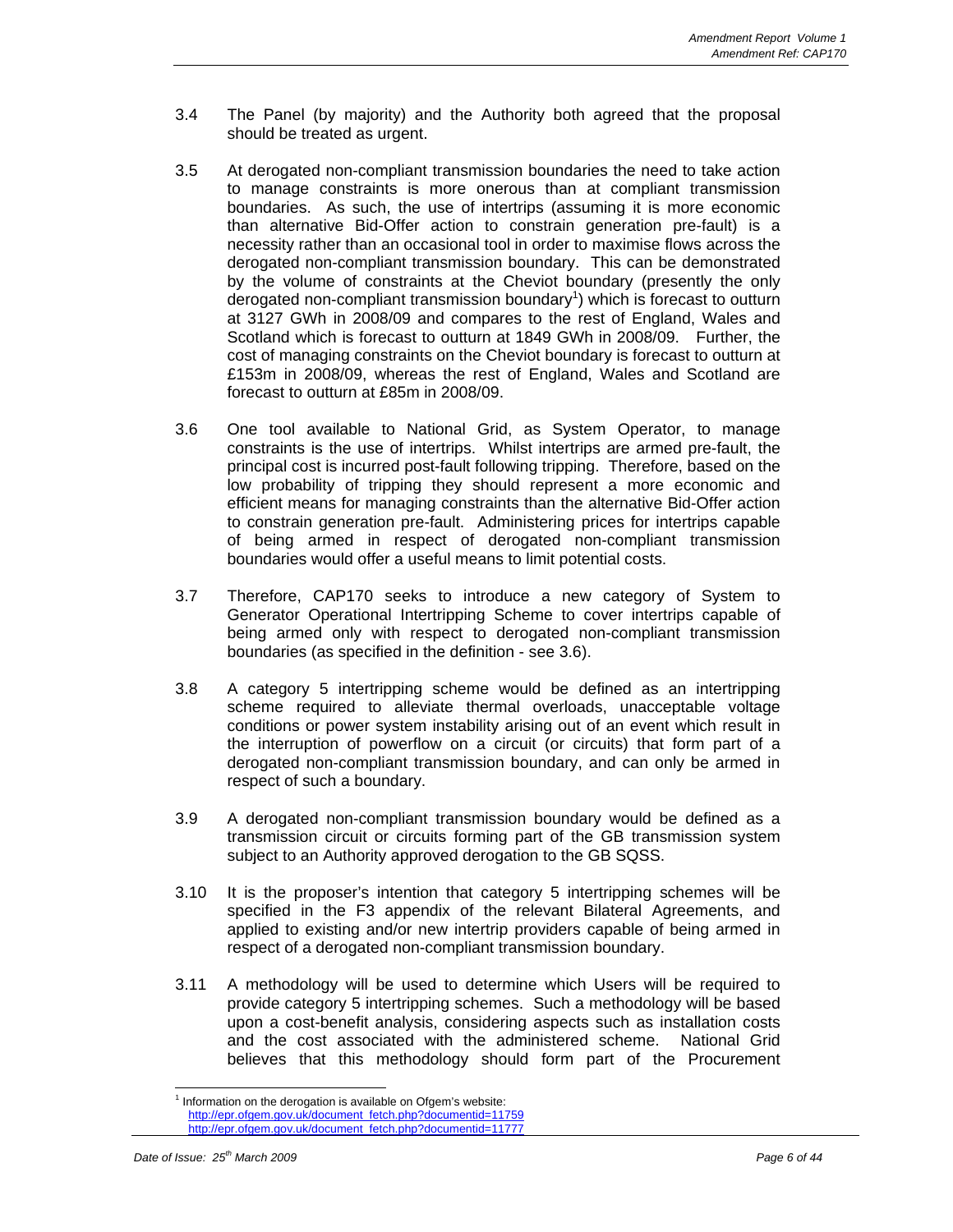3.4 The Panel (by majority) and the Authority both agreed that the proposal should be treated as urgent.

3.5 At derogated non-compliant transmission boundaries the need to take action to manage constraints is more onerous than at compliant transmission boundaries. As such, the use of intertrips (assuming it is more economic than alternative Bid-Offer action to constrain generation pre-fault) is a necessity rather than an occasional tool in order to maximise flows across the derogated non-compliant transmission boundary. This can be demonstrated by the volume of constraints at the Cheviot boundary (presently the only derogated non-compliant transmission boundary[1]) which is forecast to outturn at 3127 GWh in 2008/09 and compares to the rest of England, Wales and Scotland which is forecast to outturn at 1849 GWh in 2008/09. Further, the cost of managing constraints on the Cheviot boundary is forecast to outturn at £153m in 2008/09, whereas the rest of England, Wales and Scotland are forecast to outturn at £85m in 2008/09.

3.6 One tool available to National Grid, as System Operator, to manage constraints is the use of intertrips. Whilst intertrips are armed pre-fault, the principal cost is incurred post-fault following tripping. Therefore, based on the low probability of tripping they should represent a more economic and efficient means for managing constraints than the alternative Bid-Offer action to constrain generation pre-fault. Administering prices for intertrips capable of being armed in respect of derogated non-compliant transmission boundaries would offer a useful means to limit potential costs.

3.7 Therefore, CAP170 seeks to introduce a new category of System to Generator Operational Intertripping Scheme to cover intertrips capable of being armed only with respect to derogated non-compliant transmission boundaries (as specified in the definition - see 3.6).

3.8 A category 5 intertripping scheme would be defined as an intertripping scheme required to alleviate thermal overloads, unacceptable voltage conditions or power system instability arising out of an event which result in the interruption of powerflow on a circuit (or circuits) that form part of a derogated non-compliant transmission boundary, and can only be armed in respect of such a boundary.

3.9 A derogated non-compliant transmission boundary would be defined as a transmission circuit or circuits forming part of the GB transmission system subject to an Authority approved derogation to the GB SQSS.

3.10 It is the proposer's intention that category 5 intertripping schemes will be specified in the F3 appendix of the relevant Bilateral Agreements, and applied to existing and/or new intertrip providers capable of being armed in respect of a derogated non-compliant transmission boundary.

3.11 A methodology will be used to determine which Users will be required to provide category 5 intertripping schemes. Such a methodology will be based upon a cost-benefit analysis, considering aspects such as installation costs and the cost associated with the administered scheme. National Grid believes that this methodology should form part of the Procurement

[1] Information on the derogation is available on Ofgem's website:
http://epr.ofgem.gov.uk/document_fetch.php?documentid=11759
http://epr.ofgem.gov.uk/document_fetch.php?documentid=11777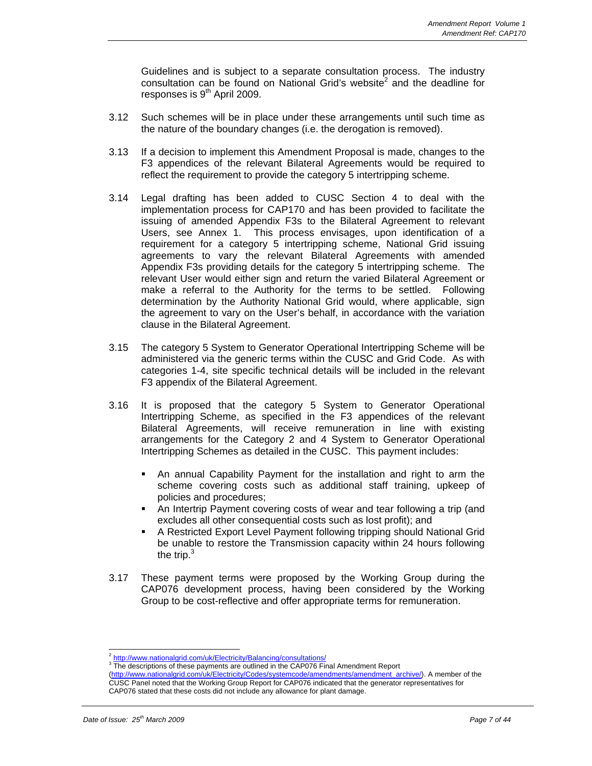Guidelines and is subject to a separate consultation process. The industry consultation can be found on National Grid's website[2] and the deadline for responses is 9th April 2009.

3.12 Such schemes will be in place under these arrangements until such time as the nature of the boundary changes (i.e. the derogation is removed).

3.13 If a decision to implement this Amendment Proposal is made, changes to the F3 appendices of the relevant Bilateral Agreements would be required to reflect the requirement to provide the category 5 intertripping scheme.

3.14 Legal drafting has been added to CUSC Section 4 to deal with the implementation process for CAP170 and has been provided to facilitate the issuing of amended Appendix F3s to the Bilateral Agreement to relevant Users, see Annex 1. This process envisages, upon identification of a requirement for a category 5 intertripping scheme, National Grid issuing agreements to vary the relevant Bilateral Agreements with amended Appendix F3s providing details for the category 5 intertripping scheme. The relevant User would either sign and return the varied Bilateral Agreement or make a referral to the Authority for the terms to be settled. Following determination by the Authority National Grid would, where applicable, sign the agreement to vary on the User's behalf, in accordance with the variation clause in the Bilateral Agreement.

3.15 The category 5 System to Generator Operational Intertripping Scheme will be administered via the generic terms within the CUSC and Grid Code. As with categories 1-4, site specific technical details will be included in the relevant F3 appendix of the Bilateral Agreement.

3.16 It is proposed that the category 5 System to Generator Operational Intertripping Scheme, as specified in the F3 appendices of the relevant Bilateral Agreements, will receive remuneration in line with existing arrangements for the Category 2 and 4 System to Generator Operational Intertripping Schemes as detailed in the CUSC. This payment includes:

- An annual Capability Payment for the installation and right to arm the scheme covering costs such as additional staff training, upkeep of policies and procedures;
- An Intertrip Payment covering costs of wear and tear following a trip (and excludes all other consequential costs such as lost profit); and
- A Restricted Export Level Payment following tripping should National Grid be unable to restore the Transmission capacity within 24 hours following the trip.[3]

3.17 These payment terms were proposed by the Working Group during the CAP076 development process, having been considered by the Working Group to be cost-reflective and offer appropriate terms for remuneration.

---

[2] http://www.nationalgrid.com/uk/Electricity/Balancing/consultations/

[3] The descriptions of these payments are outlined in the CAP076 Final Amendment Report (http://www.nationalgrid.com/uk/Electricity/Codes/systemcode/amendments/amendment_archive/). A member of the CUSC Panel noted that the Working Group Report for CAP076 indicated that the generator representatives for CAP076 stated that these costs did not include any allowance for plant damage.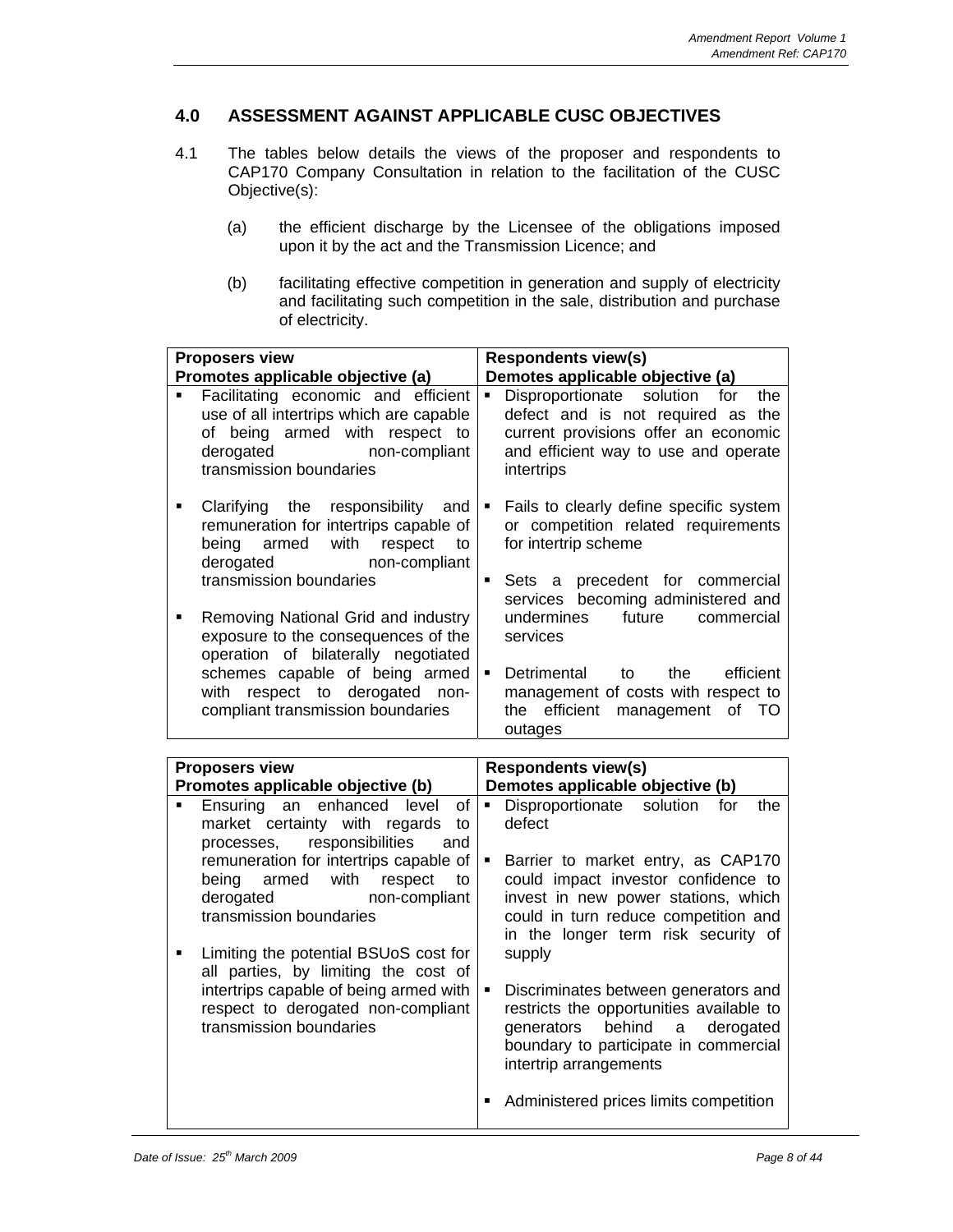## 4.0 ASSESSMENT AGAINST APPLICABLE CUSC OBJECTIVES

4.1 The tables below details the views of the proposer and respondents to CAP170 Company Consultation in relation to the facilitation of the CUSC Objective(s):

(a) the efficient discharge by the Licensee of the obligations imposed upon it by the act and the Transmission Licence; and

(b) facilitating effective competition in generation and supply of electricity and facilitating such competition in the sale, distribution and purchase of electricity.

| Proposers view<br>Promotes applicable objective (a) | Respondents view(s)<br>Demotes applicable objective (a) |
|---|---|
| ▪ Facilitating economic and efficient use of all intertrips which are capable of being armed with respect to derogated non-compliant transmission boundaries<br><br>▪ Clarifying the responsibility and remuneration for intertrips capable of being armed with respect to derogated non-compliant transmission boundaries<br><br>▪ Removing National Grid and industry exposure to the consequences of the operation of bilaterally negotiated schemes capable of being armed with respect to derogated non-compliant transmission boundaries | ▪ Disproportionate solution for the defect and is not required as the current provisions offer an economic and efficient way to use and operate intertrips<br><br>▪ Fails to clearly define specific system or competition related requirements for intertrip scheme<br><br>▪ Sets a precedent for commercial services becoming administered and undermines future commercial services<br><br>▪ Detrimental to the efficient management of costs with respect to the efficient management of TO outages |

| Proposers view<br>Promotes applicable objective (b) | Respondents view(s)<br>Demotes applicable objective (b) |
|---|---|
| ▪ Ensuring an enhanced level of market certainty with regards to processes, responsibilities and remuneration for intertrips capable of being armed with respect to derogated non-compliant transmission boundaries<br><br>▪ Limiting the potential BSUoS cost for all parties, by limiting the cost of intertrips capable of being armed with respect to derogated non-compliant transmission boundaries | ▪ Disproportionate solution for the defect<br><br>▪ Barrier to market entry, as CAP170 could impact investor confidence to invest in new power stations, which could in turn reduce competition and in the longer term risk security of supply<br><br>▪ Discriminates between generators and restricts the opportunities available to generators behind a derogated boundary to participate in commercial intertrip arrangements<br><br>▪ Administered prices limits competition |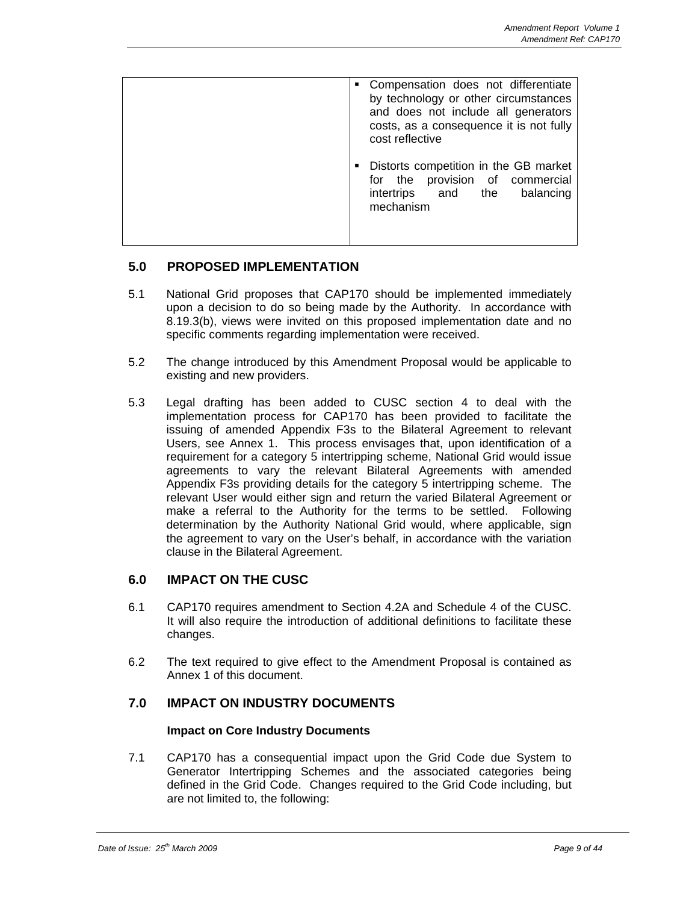| | |
|---|---|
| | ▪ Compensation does not differentiate by technology or other circumstances and does not include all generators costs, as a consequence it is not fully cost reflective<br><br>▪ Distorts competition in the GB market for the provision of commercial intertrips and the balancing mechanism |

## 5.0 PROPOSED IMPLEMENTATION

5.1 National Grid proposes that CAP170 should be implemented immediately upon a decision to do so being made by the Authority. In accordance with 8.19.3(b), views were invited on this proposed implementation date and no specific comments regarding implementation were received.

5.2 The change introduced by this Amendment Proposal would be applicable to existing and new providers.

5.3 Legal drafting has been added to CUSC section 4 to deal with the implementation process for CAP170 has been provided to facilitate the issuing of amended Appendix F3s to the Bilateral Agreement to relevant Users, see Annex 1. This process envisages that, upon identification of a requirement for a category 5 intertripping scheme, National Grid would issue agreements to vary the relevant Bilateral Agreements with amended Appendix F3s providing details for the category 5 intertripping scheme. The relevant User would either sign and return the varied Bilateral Agreement or make a referral to the Authority for the terms to be settled. Following determination by the Authority National Grid would, where applicable, sign the agreement to vary on the User's behalf, in accordance with the variation clause in the Bilateral Agreement.

## 6.0 IMPACT ON THE CUSC

6.1 CAP170 requires amendment to Section 4.2A and Schedule 4 of the CUSC. It will also require the introduction of additional definitions to facilitate these changes.

6.2 The text required to give effect to the Amendment Proposal is contained as Annex 1 of this document.

## 7.0 IMPACT ON INDUSTRY DOCUMENTS

**Impact on Core Industry Documents**

7.1 CAP170 has a consequential impact upon the Grid Code due System to Generator Intertripping Schemes and the associated categories being defined in the Grid Code. Changes required to the Grid Code including, but are not limited to, the following: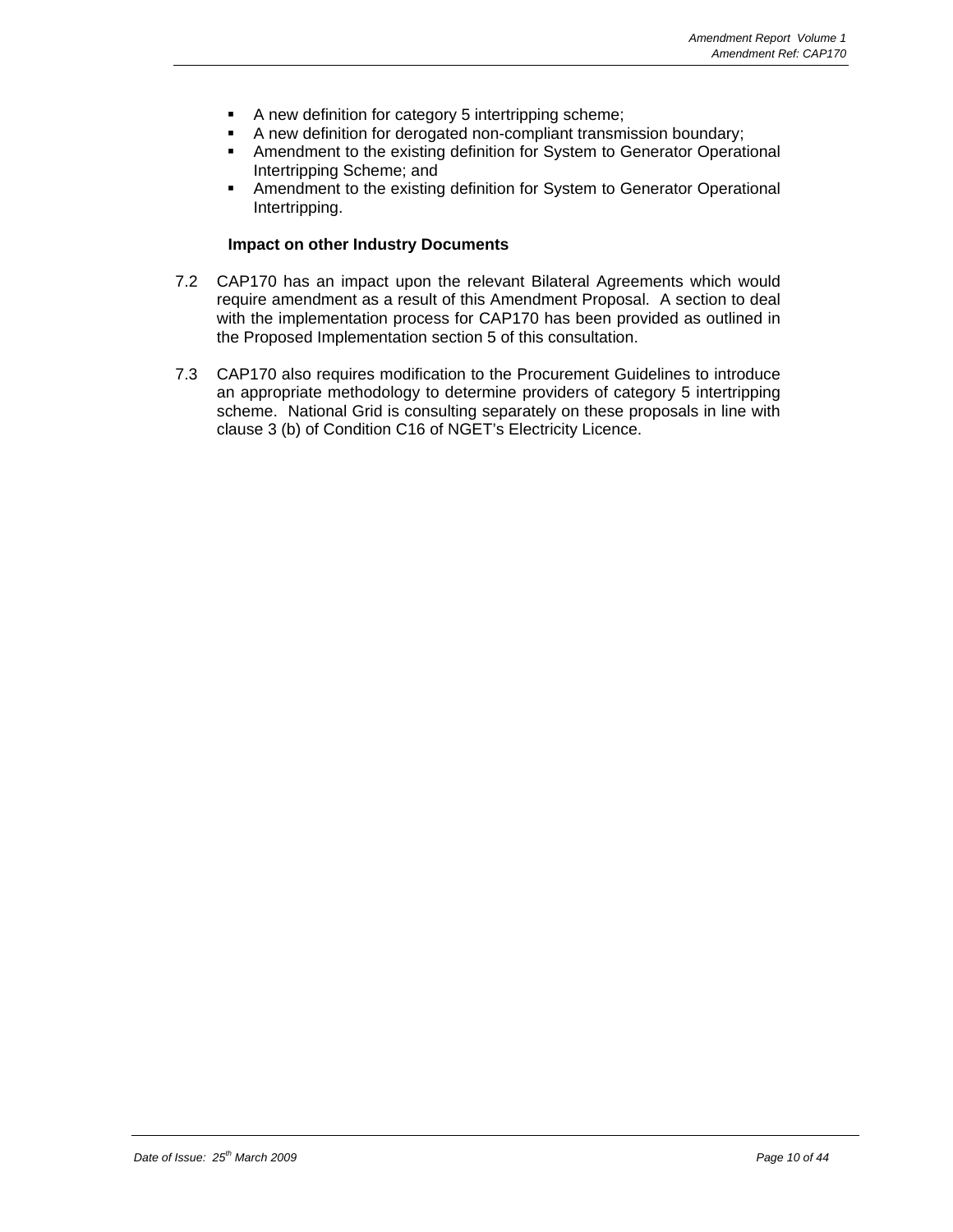- A new definition for category 5 intertripping scheme;
- A new definition for derogated non-compliant transmission boundary;
- Amendment to the existing definition for System to Generator Operational Intertripping Scheme; and
- Amendment to the existing definition for System to Generator Operational Intertripping.

**Impact on other Industry Documents**

7.2 CAP170 has an impact upon the relevant Bilateral Agreements which would require amendment as a result of this Amendment Proposal. A section to deal with the implementation process for CAP170 has been provided as outlined in the Proposed Implementation section 5 of this consultation.

7.3 CAP170 also requires modification to the Procurement Guidelines to introduce an appropriate methodology to determine providers of category 5 intertripping scheme. National Grid is consulting separately on these proposals in line with clause 3 (b) of Condition C16 of NGET's Electricity Licence.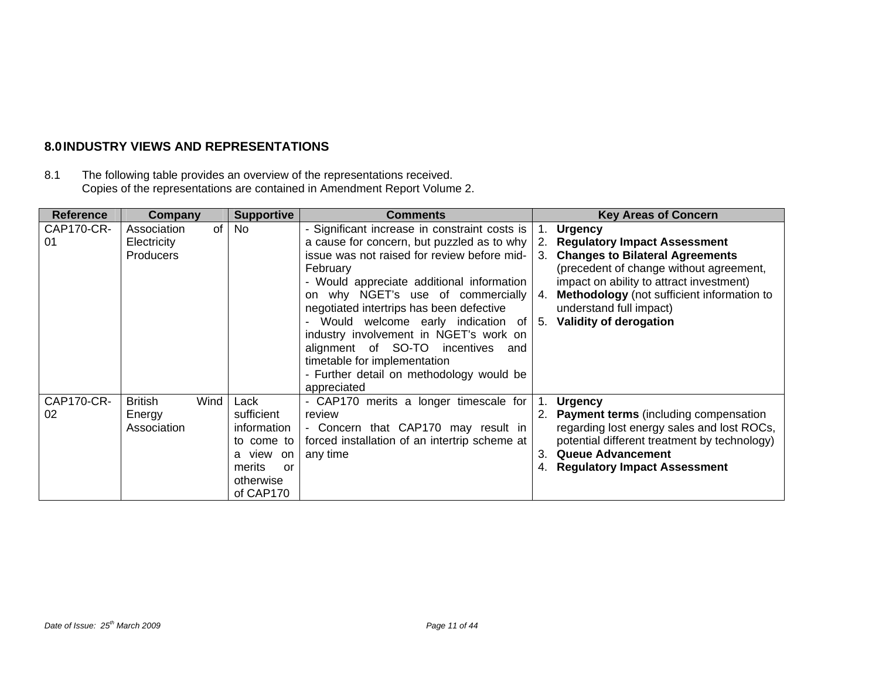## 8.0 INDUSTRY VIEWS AND REPRESENTATIONS

8.1 The following table provides an overview of the representations received. Copies of the representations are contained in Amendment Report Volume 2.

| Reference | Company | Supportive | Comments | Key Areas of Concern |
|---|---|---|---|---|
| CAP170-CR-01 | Association of Electricity Producers | No | - Significant increase in constraint costs is a cause for concern, but puzzled as to why issue was not raised for review before mid-February<br>- Would appreciate additional information on why NGET's use of commercially negotiated intertrips has been defective<br>- Would welcome early indication of industry involvement in NGET's work on alignment of SO-TO incentives and timetable for implementation<br>- Further detail on methodology would be appreciated | 1. **Urgency**<br>2. **Regulatory Impact Assessment**<br>3. **Changes to Bilateral Agreements** (precedent of change without agreement, impact on ability to attract investment)<br>4. **Methodology** (not sufficient information to understand full impact)<br>5. **Validity of derogation** |
| CAP170-CR-02 | British Wind Energy Association | Lack sufficient information to come to a view on merits or otherwise of CAP170 | - CAP170 merits a longer timescale for review<br>- Concern that CAP170 may result in forced installation of an intertrip scheme at any time | 1. **Urgency**<br>2. **Payment terms** (including compensation regarding lost energy sales and lost ROCs, potential different treatment by technology)<br>3. **Queue Advancement**<br>4. **Regulatory Impact Assessment** |

*Date of Issue: 25th March 2009*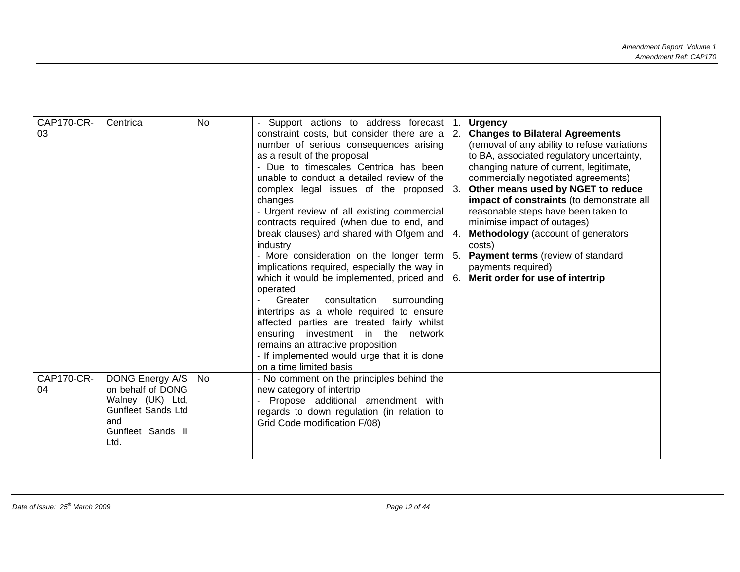| | | | | |
|---|---|---|---|---|
| CAP170-CR-03 | Centrica | No | - Support actions to address forecast constraint costs, but consider there are a number of serious consequences arising as a result of the proposal<br>- Due to timescales Centrica has been unable to conduct a detailed review of the complex legal issues of the proposed changes<br>- Urgent review of all existing commercial contracts required (when due to end, and break clauses) and shared with Ofgem and industry<br>- More consideration on the longer term implications required, especially the way in which it would be implemented, priced and operated<br>- Greater consultation surrounding intertrips as a whole required to ensure affected parties are treated fairly whilst ensuring investment in the network remains an attractive proposition<br>- If implemented would urge that it is done on a time limited basis | 1. **Urgency**<br>2. **Changes to Bilateral Agreements** (removal of any ability to refuse variations to BA, associated regulatory uncertainty, changing nature of current, legitimate, commercially negotiated agreements)<br>3. **Other means used by NGET to reduce impact of constraints** (to demonstrate all reasonable steps have been taken to minimise impact of outages)<br>4. **Methodology** (account of generators costs)<br>5. **Payment terms** (review of standard payments required)<br>6. **Merit order for use of intertrip** |
| CAP170-CR-04 | DONG Energy A/S on behalf of DONG Walney (UK) Ltd, Gunfleet Sands Ltd and Gunfleet Sands II Ltd. | No | - No comment on the principles behind the new category of intertrip<br>- Propose additional amendment with regards to down regulation (in relation to Grid Code modification F/08) | |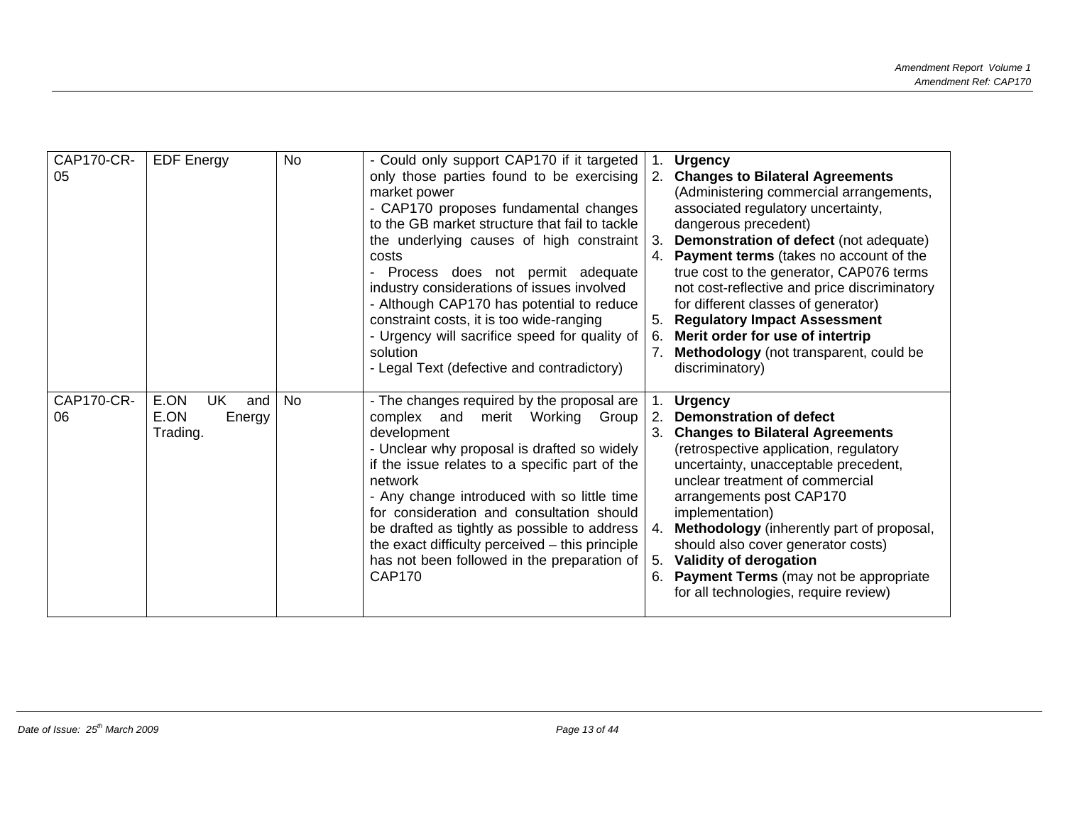| | | | | |
|---|---|---|---|---|
| CAP170-CR-05 | EDF Energy | No | - Could only support CAP170 if it targeted only those parties found to be exercising market power<br>- CAP170 proposes fundamental changes to the GB market structure that fail to tackle the underlying causes of high constraint costs<br>- Process does not permit adequate industry considerations of issues involved<br>- Although CAP170 has potential to reduce constraint costs, it is too wide-ranging<br>- Urgency will sacrifice speed for quality of solution<br>- Legal Text (defective and contradictory) | 1. **Urgency**<br>2. **Changes to Bilateral Agreements** (Administering commercial arrangements, associated regulatory uncertainty, dangerous precedent)<br>3. **Demonstration of defect** (not adequate)<br>4. **Payment terms** (takes no account of the true cost to the generator, CAP076 terms not cost-reflective and price discriminatory for different classes of generator)<br>5. **Regulatory Impact Assessment**<br>6. **Merit order for use of intertrip**<br>7. **Methodology** (not transparent, could be discriminatory) |
| CAP170-CR-06 | E.ON UK and E.ON Energy Trading. | No | - The changes required by the proposal are complex and merit Working Group development<br>- Unclear why proposal is drafted so widely if the issue relates to a specific part of the network<br>- Any change introduced with so little time for consideration and consultation should be drafted as tightly as possible to address the exact difficulty perceived – this principle has not been followed in the preparation of CAP170 | 1. **Urgency**<br>2. **Demonstration of defect**<br>3. **Changes to Bilateral Agreements** (retrospective application, regulatory uncertainty, unacceptable precedent, unclear treatment of commercial arrangements post CAP170 implementation)<br>4. **Methodology** (inherently part of proposal, should also cover generator costs)<br>5. **Validity of derogation**<br>6. **Payment Terms** (may not be appropriate for all technologies, require review) |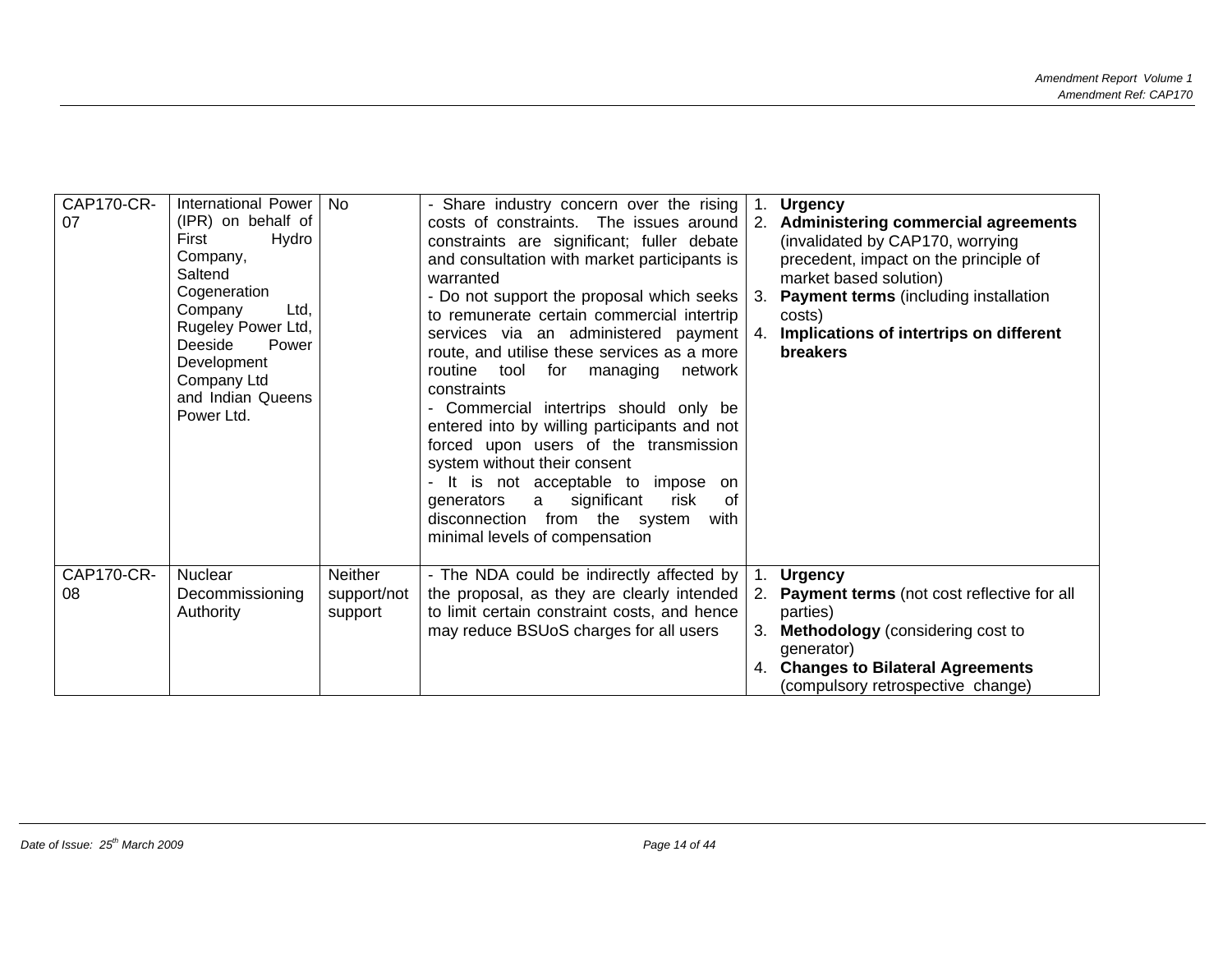| CAP170-CR-07 | International Power (IPR) on behalf of First Hydro Company, Saltend Cogeneration Company Ltd, Rugeley Power Ltd, Deeside Power Development Company Ltd and Indian Queens Power Ltd. | No | - Share industry concern over the rising costs of constraints. The issues around constraints are significant; fuller debate and consultation with market participants is warranted<br>- Do not support the proposal which seeks to remunerate certain commercial intertrip services via an administered payment route, and utilise these services as a more routine tool for managing network constraints<br>- Commercial intertrips should only be entered into by willing participants and not forced upon users of the transmission system without their consent<br>- It is not acceptable to impose on generators a significant risk of disconnection from the system with minimal levels of compensation | 1. **Urgency**<br>2. **Administering commercial agreements** (invalidated by CAP170, worrying precedent, impact on the principle of market based solution)<br>3. **Payment terms** (including installation costs)<br>4. **Implications of intertrips on different breakers** |
|---|---|---|---|---|
| CAP170-CR-08 | Nuclear Decommissioning Authority | Neither support/not support | - The NDA could be indirectly affected by the proposal, as they are clearly intended to limit certain constraint costs, and hence may reduce BSUoS charges for all users | 1. **Urgency**<br>2. **Payment terms** (not cost reflective for all parties)<br>3. **Methodology** (considering cost to generator)<br>4. **Changes to Bilateral Agreements** (compulsory retrospective change) |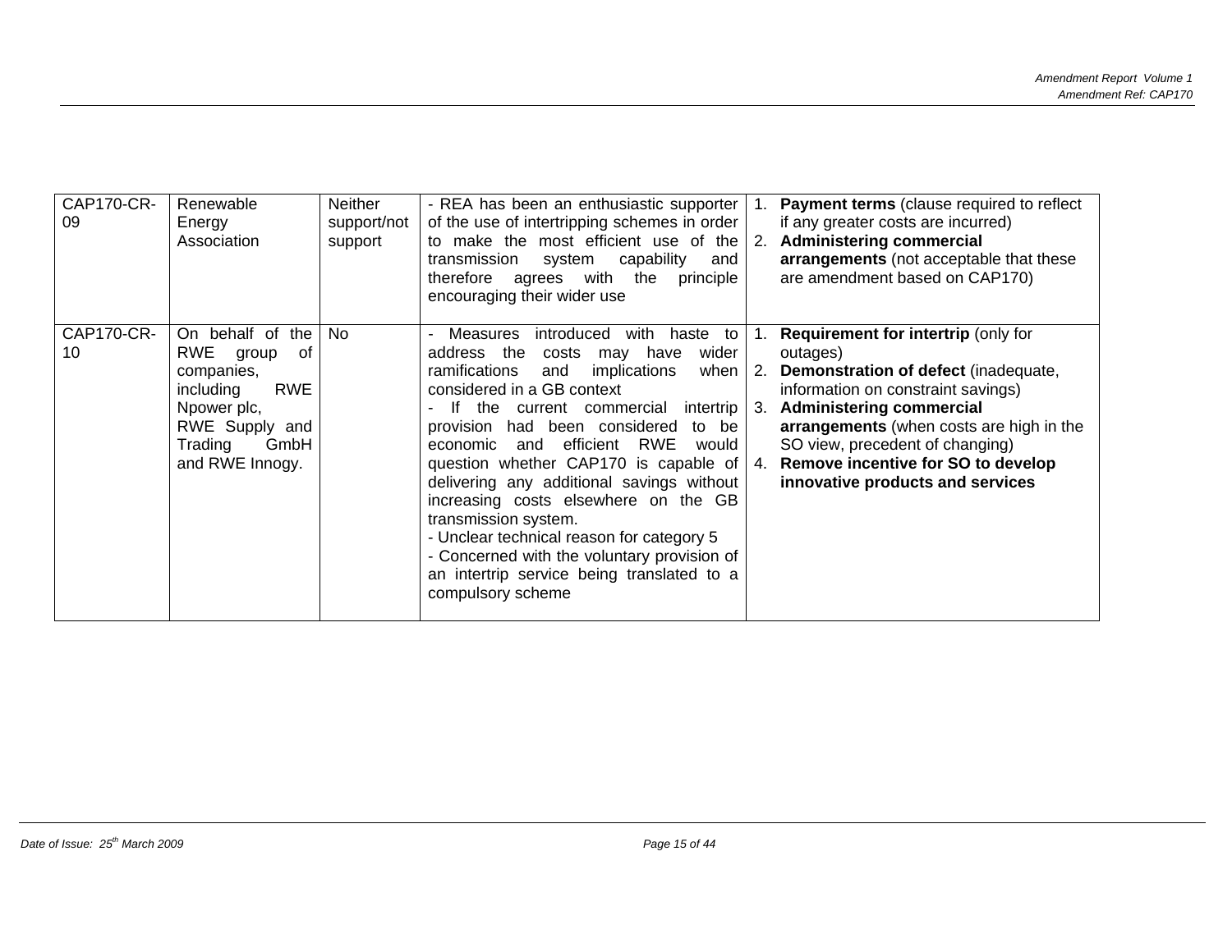| | | | | |
|---|---|---|---|---|
| CAP170-CR-09 | Renewable Energy Association | Neither support/not support | - REA has been an enthusiastic supporter of the use of intertripping schemes in order to make the most efficient use of the transmission system capability and therefore agrees with the principle encouraging their wider use | 1. **Payment terms** (clause required to reflect if any greater costs are incurred)<br>2. **Administering commercial arrangements** (not acceptable that these are amendment based on CAP170) |
| CAP170-CR-10 | On behalf of the RWE group of companies, including RWE Npower plc, RWE Supply and Trading GmbH and RWE Innogy. | No | - Measures introduced with haste to address the costs may have wider ramifications and implications when considered in a GB context<br>- If the current commercial intertrip provision had been considered to be economic and efficient RWE would question whether CAP170 is capable of delivering any additional savings without increasing costs elsewhere on the GB transmission system.<br>- Unclear technical reason for category 5<br>- Concerned with the voluntary provision of an intertrip service being translated to a compulsory scheme | 1. **Requirement for intertrip** (only for outages)<br>2. **Demonstration of defect** (inadequate, information on constraint savings)<br>3. **Administering commercial arrangements** (when costs are high in the SO view, precedent of changing)<br>4. **Remove incentive for SO to develop innovative products and services** |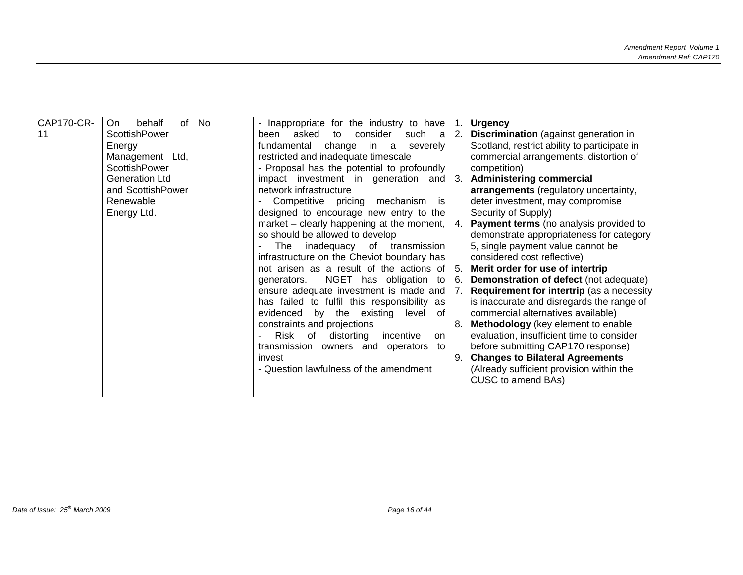| | | | | |
|---|---|---|---|---|
| CAP170-CR-11 | On behalf of ScottishPower Energy Management Ltd, ScottishPower Generation Ltd and ScottishPower Renewable Energy Ltd. | No | - Inappropriate for the industry to have been asked to consider such a fundamental change in a severely restricted and inadequate timescale<br>- Proposal has the potential to profoundly impact investment in generation and network infrastructure<br>- Competitive pricing mechanism is designed to encourage new entry to the market – clearly happening at the moment, so should be allowed to develop<br>- The inadequacy of transmission infrastructure on the Cheviot boundary has not arisen as a result of the actions of generators. NGET has obligation to ensure adequate investment is made and has failed to fulfil this responsibility as evidenced by the existing level of constraints and projections<br>- Risk of distorting incentive on transmission owners and operators to invest<br>- Question lawfulness of the amendment | 1. **Urgency**<br>2. **Discrimination** (against generation in Scotland, restrict ability to participate in commercial arrangements, distortion of competition)<br>3. **Administering commercial arrangements** (regulatory uncertainty, deter investment, may compromise Security of Supply)<br>4. **Payment terms** (no analysis provided to demonstrate appropriateness for category 5, single payment value cannot be considered cost reflective)<br>5. **Merit order for use of intertrip**<br>6. **Demonstration of defect** (not adequate)<br>7. **Requirement for intertrip** (as a necessity is inaccurate and disregards the range of commercial alternatives available)<br>8. **Methodology** (key element to enable evaluation, insufficient time to consider before submitting CAP170 response)<br>9. **Changes to Bilateral Agreements** (Already sufficient provision within the CUSC to amend BAs) |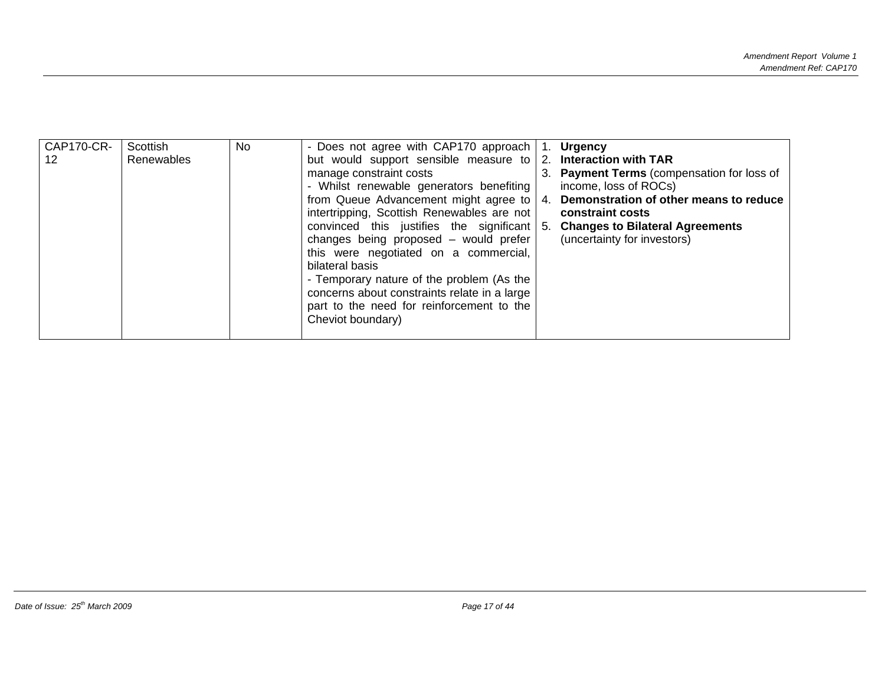| CAP170-CR-12 | Scottish Renewables | No | - Does not agree with CAP170 approach but would support sensible measure to manage constraint costs<br>- Whilst renewable generators benefiting from Queue Advancement might agree to intertripping, Scottish Renewables are not convinced this justifies the significant changes being proposed – would prefer this were negotiated on a commercial, bilateral basis<br>- Temporary nature of the problem (As the concerns about constraints relate in a large part to the need for reinforcement to the Cheviot boundary) | 1. **Urgency**<br>2. **Interaction with TAR**<br>3. **Payment Terms** (compensation for loss of income, loss of ROCs)<br>4. **Demonstration of other means to reduce constraint costs**<br>5. **Changes to Bilateral Agreements** (uncertainty for investors) |
|---|---|---|---|---|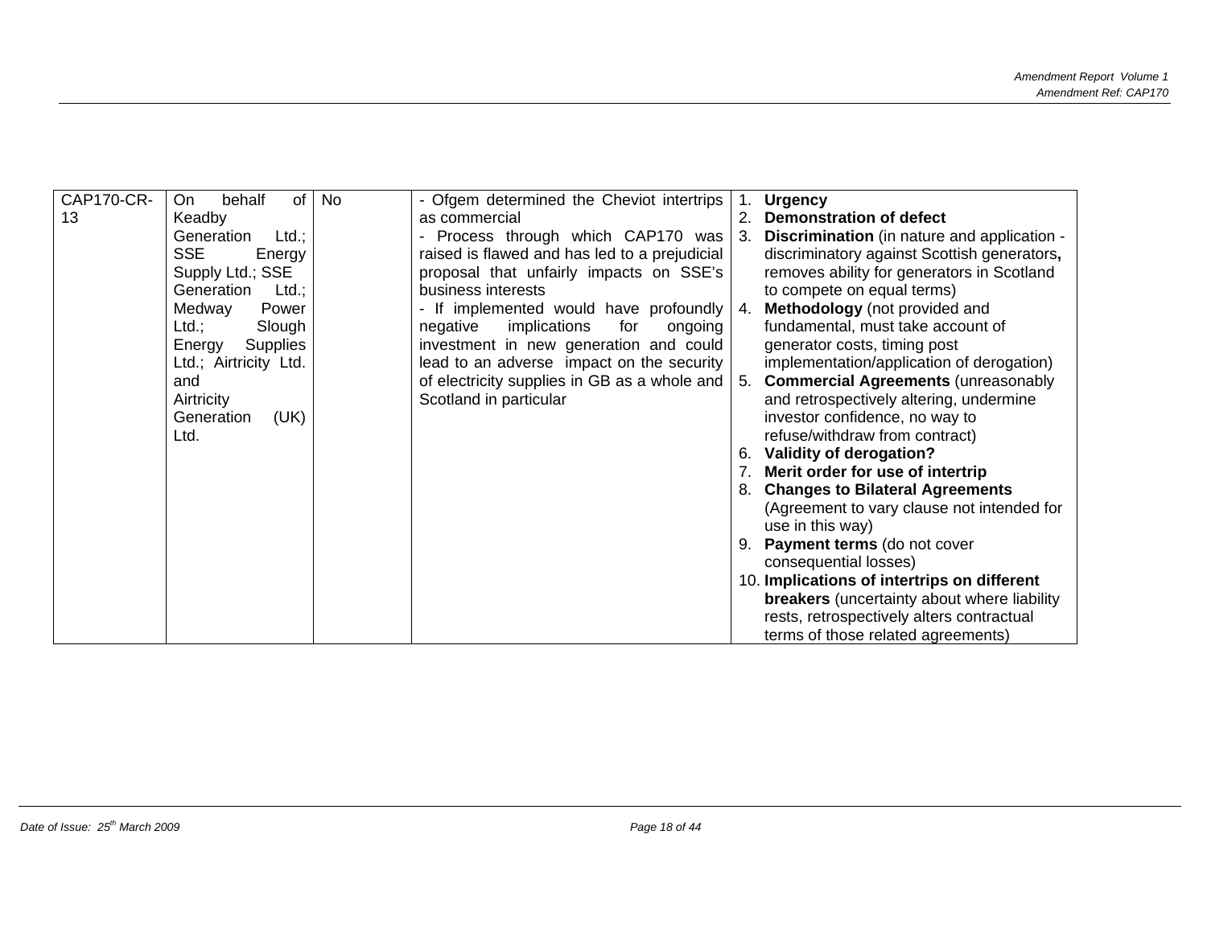| CAP170-CR-13 | On behalf of Keadby Generation Ltd.; SSE Energy Supply Ltd.; SSE Generation Ltd.; Medway Power Ltd.; Slough Energy Supplies Ltd.; Airtricity Ltd. and Airtricity Generation (UK) Ltd. | No | - Ofgem determined the Cheviot intertrips as commercial<br>- Process through which CAP170 was raised is flawed and has led to a prejudicial proposal that unfairly impacts on SSE's business interests<br>- If implemented would have profoundly negative implications for ongoing investment in new generation and could lead to an adverse impact on the security of electricity supplies in GB as a whole and Scotland in particular | 1. **Urgency**<br>2. **Demonstration of defect**<br>3. **Discrimination** (in nature and application - discriminatory against Scottish generators**,** removes ability for generators in Scotland to compete on equal terms)<br>4. **Methodology** (not provided and fundamental, must take account of generator costs, timing post implementation/application of derogation)<br>5. **Commercial Agreements** (unreasonably and retrospectively altering, undermine investor confidence, no way to refuse/withdraw from contract)<br>6. **Validity of derogation?**<br>7. **Merit order for use of intertrip**<br>8. **Changes to Bilateral Agreements** (Agreement to vary clause not intended for use in this way)<br>9. **Payment terms** (do not cover consequential losses)<br>10. **Implications of intertrips on different breakers** (uncertainty about where liability rests, retrospectively alters contractual terms of those related agreements) |
|---|---|---|---|---|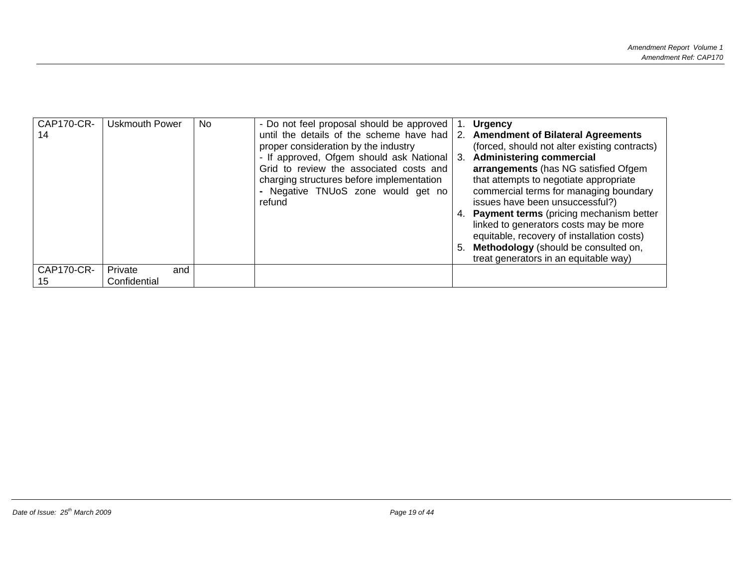| CAP170-CR-14 | Uskmouth Power | No | - Do not feel proposal should be approved until the details of the scheme have had proper consideration by the industry<br>- If approved, Ofgem should ask National Grid to review the associated costs and charging structures before implementation<br>- Negative TNUoS zone would get no refund | 1. **Urgency**<br>2. **Amendment of Bilateral Agreements** (forced, should not alter existing contracts)<br>3. **Administering commercial arrangements** (has NG satisfied Ofgem that attempts to negotiate appropriate commercial terms for managing boundary issues have been unsuccessful?)<br>4. **Payment terms** (pricing mechanism better linked to generators costs may be more equitable, recovery of installation costs)<br>5. **Methodology** (should be consulted on, treat generators in an equitable way) |
|---|---|---|---|---|
| CAP170-CR-15 | Private and Confidential | | | |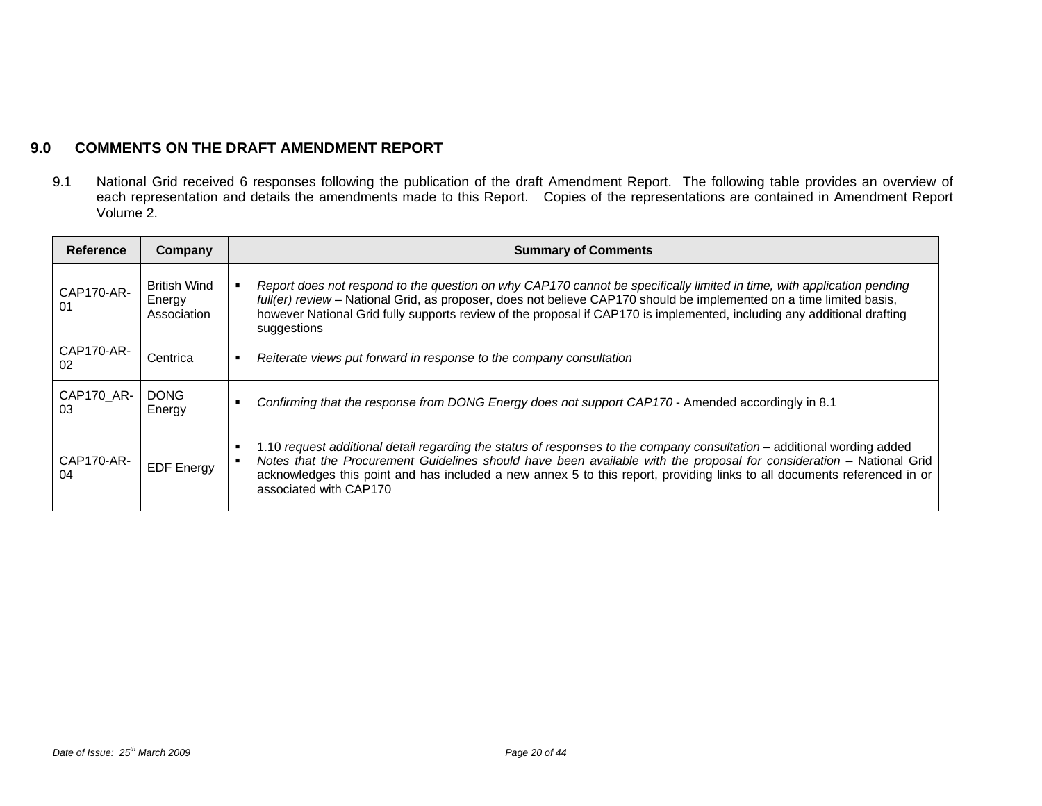## 9.0 COMMENTS ON THE DRAFT AMENDMENT REPORT

9.1 National Grid received 6 responses following the publication of the draft Amendment Report. The following table provides an overview of each representation and details the amendments made to this Report. Copies of the representations are contained in Amendment Report Volume 2.

| Reference | Company | Summary of Comments |
|---|---|---|
| CAP170-AR-01 | British Wind Energy Association | ▪ *Report does not respond to the question on why CAP170 cannot be specifically limited in time, with application pending full(er) review* – National Grid, as proposer, does not believe CAP170 should be implemented on a time limited basis, however National Grid fully supports review of the proposal if CAP170 is implemented, including any additional drafting suggestions |
| CAP170-AR-02 | Centrica | ▪ *Reiterate views put forward in response to the company consultation* |
| CAP170_AR-03 | DONG Energy | ▪ *Confirming that the response from DONG Energy does not support CAP170* - Amended accordingly in 8.1 |
| CAP170-AR-04 | EDF Energy | ▪ 1.10 *request additional detail regarding the status of responses to the company consultation* – additional wording added<br>▪ *Notes that the Procurement Guidelines should have been available with the proposal for consideration* – National Grid acknowledges this point and has included a new annex 5 to this report, providing links to all documents referenced in or associated with CAP170 |

*Date of Issue: 25th March 2009*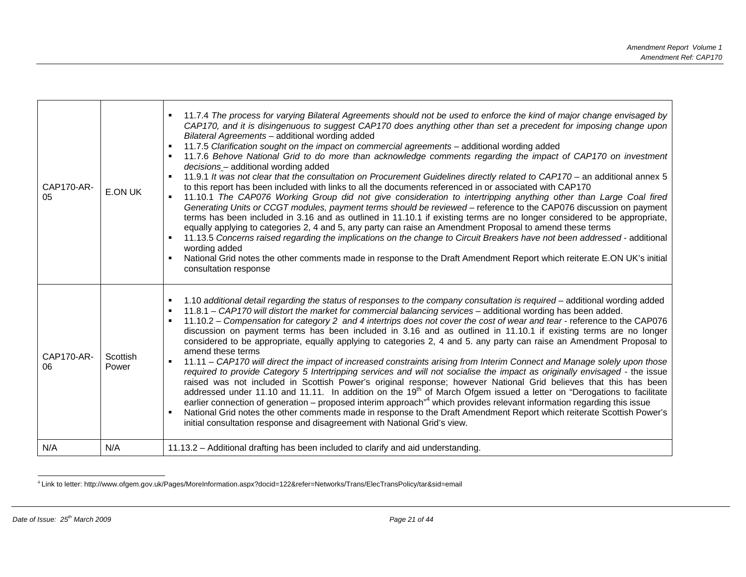| | | |
|---|---|---|
| CAP170-AR-05 | E.ON UK | ▪ 11.7.4 *The process for varying Bilateral Agreements should not be used to enforce the kind of major change envisaged by CAP170, and it is disingenuous to suggest CAP170 does anything other than set a precedent for imposing change upon Bilateral Agreements* – additional wording added<br>▪ 11.7.5 *Clarification sought on the impact on commercial agreements* – additional wording added<br>▪ 11.7.6 *Behove National Grid to do more than acknowledge comments regarding the impact of CAP170 on investment decisions* – additional wording added<br>▪ 11.9.1 *It was not clear that the consultation on Procurement Guidelines directly related to CAP170* – an additional annex 5 to this report has been included with links to all the documents referenced in or associated with CAP170<br>▪ 11.10.1 *The CAP076 Working Group did not give consideration to intertripping anything other than Large Coal fired Generating Units or CCGT modules, payment terms should be reviewed* – reference to the CAP076 discussion on payment terms has been included in 3.16 and as outlined in 11.10.1 if existing terms are no longer considered to be appropriate, equally applying to categories 2, 4 and 5, any party can raise an Amendment Proposal to amend these terms<br>▪ 11.13.5 *Concerns raised regarding the implications on the change to Circuit Breakers have not been addressed* - additional wording added<br>▪ National Grid notes the other comments made in response to the Draft Amendment Report which reiterate E.ON UK's initial consultation response |
| CAP170-AR-06 | Scottish Power | ▪ 1.10 *additional detail regarding the status of responses to the company consultation is required* – additional wording added<br>▪ 11.8.1 – *CAP170 will distort the market for commercial balancing services* – additional wording has been added.<br>▪ 11.10.2 – *Compensation for category 2 and 4 intertrips does not cover the cost of wear and tear* - reference to the CAP076 discussion on payment terms has been included in 3.16 and as outlined in 11.10.1 if existing terms are no longer considered to be appropriate, equally applying to categories 2, 4 and 5. any party can raise an Amendment Proposal to amend these terms<br>▪ 11.11 – *CAP170 will direct the impact of increased constraints arising from Interim Connect and Manage solely upon those required to provide Category 5 Intertripping services and will not socialise the impact as originally envisaged* - the issue raised was not included in Scottish Power's original response; however National Grid believes that this has been addressed under 11.10 and 11.11. In addition on the 19th of March Ofgem issued a letter on "Derogations to facilitate earlier connection of generation – proposed interim approach"[4] which provides relevant information regarding this issue<br>▪ National Grid notes the other comments made in response to the Draft Amendment Report which reiterate Scottish Power's initial consultation response and disagreement with National Grid's view. |
| N/A | N/A | 11.13.2 – Additional drafting has been included to clarify and aid understanding. |

[4] Link to letter: http://www.ofgem.gov.uk/Pages/MoreInformation.aspx?docid=122&refer=Networks/Trans/ElecTransPolicy/tar&sid=email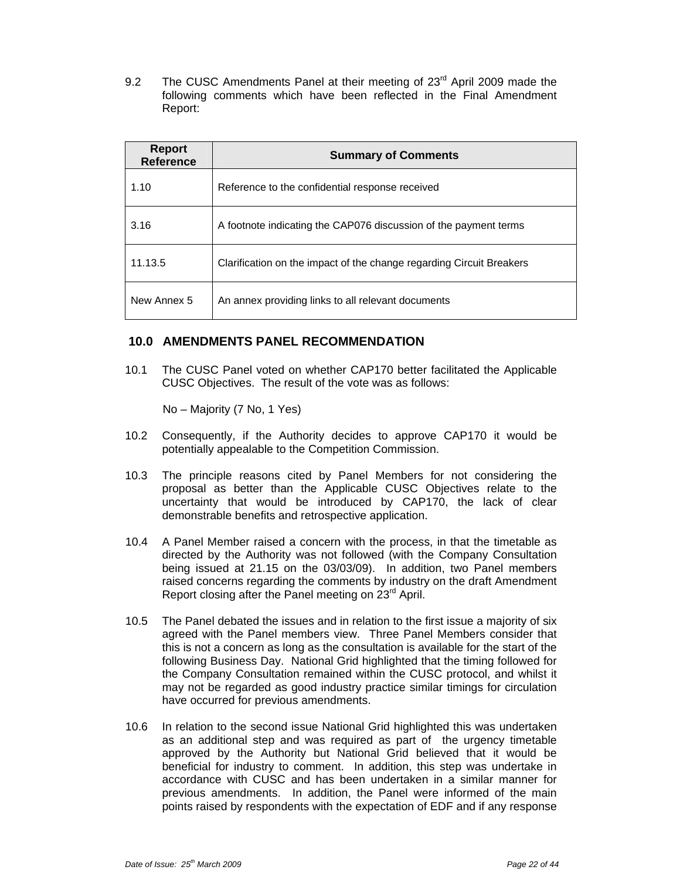9.2 The CUSC Amendments Panel at their meeting of 23rd April 2009 made the following comments which have been reflected in the Final Amendment Report:

| Report Reference | Summary of Comments |
|---|---|
| 1.10 | Reference to the confidential response received |
| 3.16 | A footnote indicating the CAP076 discussion of the payment terms |
| 11.13.5 | Clarification on the impact of the change regarding Circuit Breakers |
| New Annex 5 | An annex providing links to all relevant documents |

## 10.0 AMENDMENTS PANEL RECOMMENDATION

10.1 The CUSC Panel voted on whether CAP170 better facilitated the Applicable CUSC Objectives. The result of the vote was as follows:

No – Majority (7 No, 1 Yes)

10.2 Consequently, if the Authority decides to approve CAP170 it would be potentially appealable to the Competition Commission.

10.3 The principle reasons cited by Panel Members for not considering the proposal as better than the Applicable CUSC Objectives relate to the uncertainty that would be introduced by CAP170, the lack of clear demonstrable benefits and retrospective application.

10.4 A Panel Member raised a concern with the process, in that the timetable as directed by the Authority was not followed (with the Company Consultation being issued at 21.15 on the 03/03/09). In addition, two Panel members raised concerns regarding the comments by industry on the draft Amendment Report closing after the Panel meeting on 23rd April.

10.5 The Panel debated the issues and in relation to the first issue a majority of six agreed with the Panel members view. Three Panel Members consider that this is not a concern as long as the consultation is available for the start of the following Business Day. National Grid highlighted that the timing followed for the Company Consultation remained within the CUSC protocol, and whilst it may not be regarded as good industry practice similar timings for circulation have occurred for previous amendments.

10.6 In relation to the second issue National Grid highlighted this was undertaken as an additional step and was required as part of the urgency timetable approved by the Authority but National Grid believed that it would be beneficial for industry to comment. In addition, this step was undertake in accordance with CUSC and has been undertaken in a similar manner for previous amendments. In addition, the Panel were informed of the main points raised by respondents with the expectation of EDF and if any response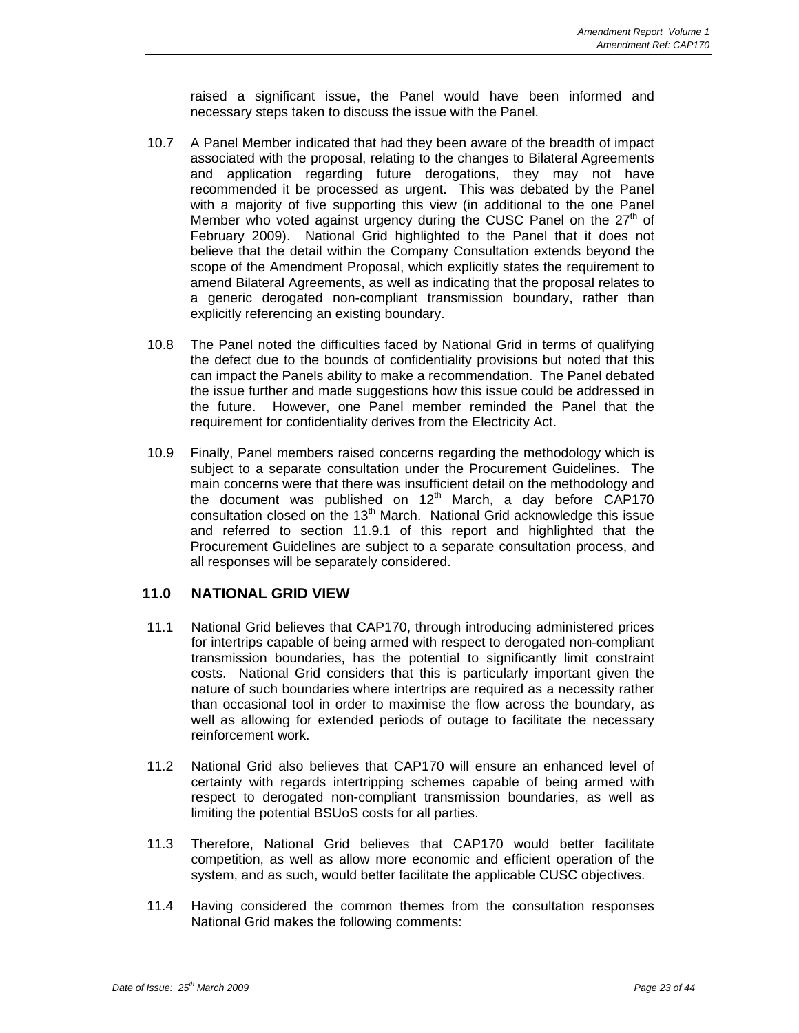raised a significant issue, the Panel would have been informed and necessary steps taken to discuss the issue with the Panel.

10.7 A Panel Member indicated that had they been aware of the breadth of impact associated with the proposal, relating to the changes to Bilateral Agreements and application regarding future derogations, they may not have recommended it be processed as urgent. This was debated by the Panel with a majority of five supporting this view (in additional to the one Panel Member who voted against urgency during the CUSC Panel on the 27th of February 2009). National Grid highlighted to the Panel that it does not believe that the detail within the Company Consultation extends beyond the scope of the Amendment Proposal, which explicitly states the requirement to amend Bilateral Agreements, as well as indicating that the proposal relates to a generic derogated non-compliant transmission boundary, rather than explicitly referencing an existing boundary.

10.8 The Panel noted the difficulties faced by National Grid in terms of qualifying the defect due to the bounds of confidentiality provisions but noted that this can impact the Panels ability to make a recommendation. The Panel debated the issue further and made suggestions how this issue could be addressed in the future. However, one Panel member reminded the Panel that the requirement for confidentiality derives from the Electricity Act.

10.9 Finally, Panel members raised concerns regarding the methodology which is subject to a separate consultation under the Procurement Guidelines. The main concerns were that there was insufficient detail on the methodology and the document was published on 12th March, a day before CAP170 consultation closed on the 13th March. National Grid acknowledge this issue and referred to section 11.9.1 of this report and highlighted that the Procurement Guidelines are subject to a separate consultation process, and all responses will be separately considered.

## 11.0 NATIONAL GRID VIEW

11.1 National Grid believes that CAP170, through introducing administered prices for intertrips capable of being armed with respect to derogated non-compliant transmission boundaries, has the potential to significantly limit constraint costs. National Grid considers that this is particularly important given the nature of such boundaries where intertrips are required as a necessity rather than occasional tool in order to maximise the flow across the boundary, as well as allowing for extended periods of outage to facilitate the necessary reinforcement work.

11.2 National Grid also believes that CAP170 will ensure an enhanced level of certainty with regards intertripping schemes capable of being armed with respect to derogated non-compliant transmission boundaries, as well as limiting the potential BSUoS costs for all parties.

11.3 Therefore, National Grid believes that CAP170 would better facilitate competition, as well as allow more economic and efficient operation of the system, and as such, would better facilitate the applicable CUSC objectives.

11.4 Having considered the common themes from the consultation responses National Grid makes the following comments: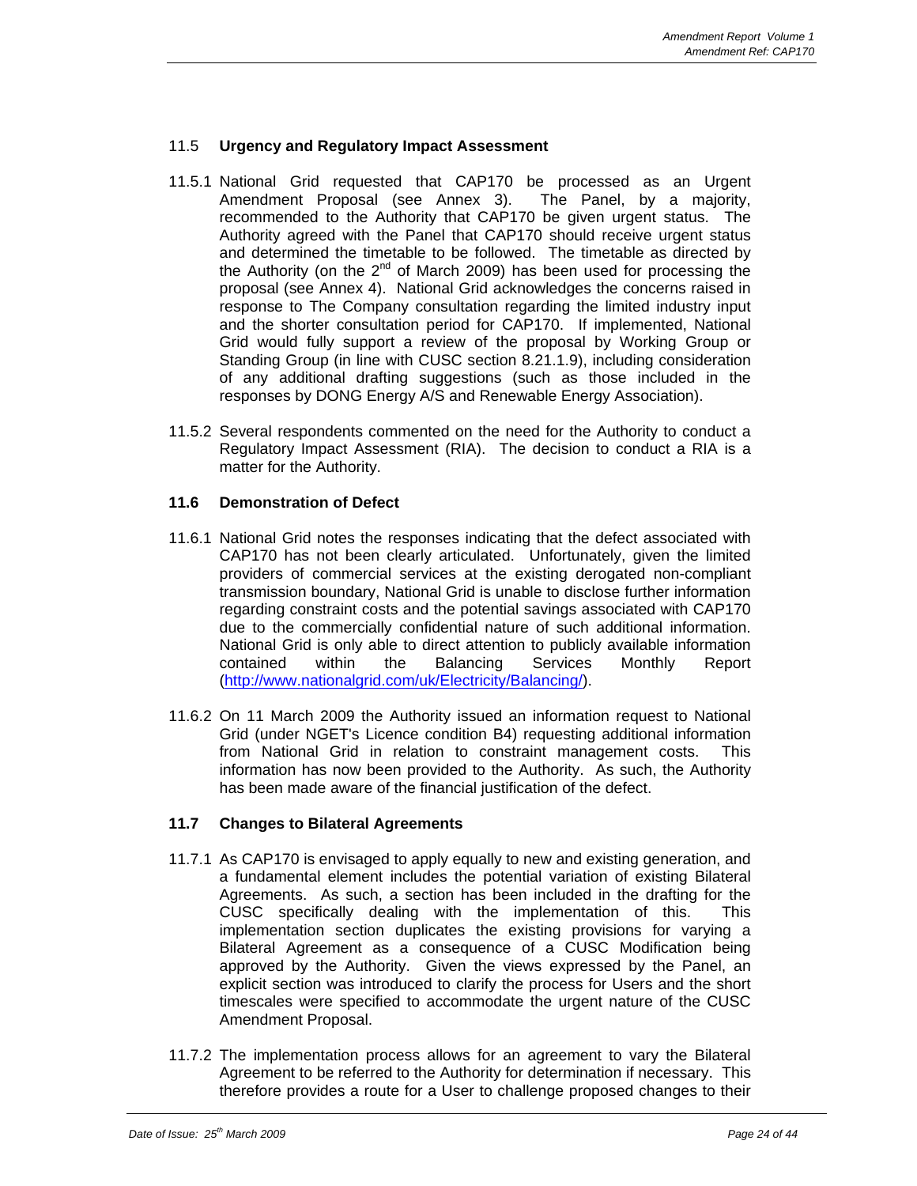### 11.5 **Urgency and Regulatory Impact Assessment**

11.5.1 National Grid requested that CAP170 be processed as an Urgent Amendment Proposal (see Annex 3). The Panel, by a majority, recommended to the Authority that CAP170 be given urgent status. The Authority agreed with the Panel that CAP170 should receive urgent status and determined the timetable to be followed. The timetable as directed by the Authority (on the 2nd of March 2009) has been used for processing the proposal (see Annex 4). National Grid acknowledges the concerns raised in response to The Company consultation regarding the limited industry input and the shorter consultation period for CAP170. If implemented, National Grid would fully support a review of the proposal by Working Group or Standing Group (in line with CUSC section 8.21.1.9), including consideration of any additional drafting suggestions (such as those included in the responses by DONG Energy A/S and Renewable Energy Association).

11.5.2 Several respondents commented on the need for the Authority to conduct a Regulatory Impact Assessment (RIA). The decision to conduct a RIA is a matter for the Authority.

### **11.6 Demonstration of Defect**

11.6.1 National Grid notes the responses indicating that the defect associated with CAP170 has not been clearly articulated. Unfortunately, given the limited providers of commercial services at the existing derogated non-compliant transmission boundary, National Grid is unable to disclose further information regarding constraint costs and the potential savings associated with CAP170 due to the commercially confidential nature of such additional information. National Grid is only able to direct attention to publicly available information contained within the Balancing Services Monthly Report (http://www.nationalgrid.com/uk/Electricity/Balancing/).

11.6.2 On 11 March 2009 the Authority issued an information request to National Grid (under NGET's Licence condition B4) requesting additional information from National Grid in relation to constraint management costs. This information has now been provided to the Authority. As such, the Authority has been made aware of the financial justification of the defect.

### **11.7 Changes to Bilateral Agreements**

11.7.1 As CAP170 is envisaged to apply equally to new and existing generation, and a fundamental element includes the potential variation of existing Bilateral Agreements. As such, a section has been included in the drafting for the CUSC specifically dealing with the implementation of this. This implementation section duplicates the existing provisions for varying a Bilateral Agreement as a consequence of a CUSC Modification being approved by the Authority. Given the views expressed by the Panel, an explicit section was introduced to clarify the process for Users and the short timescales were specified to accommodate the urgent nature of the CUSC Amendment Proposal.

11.7.2 The implementation process allows for an agreement to vary the Bilateral Agreement to be referred to the Authority for determination if necessary. This therefore provides a route for a User to challenge proposed changes to their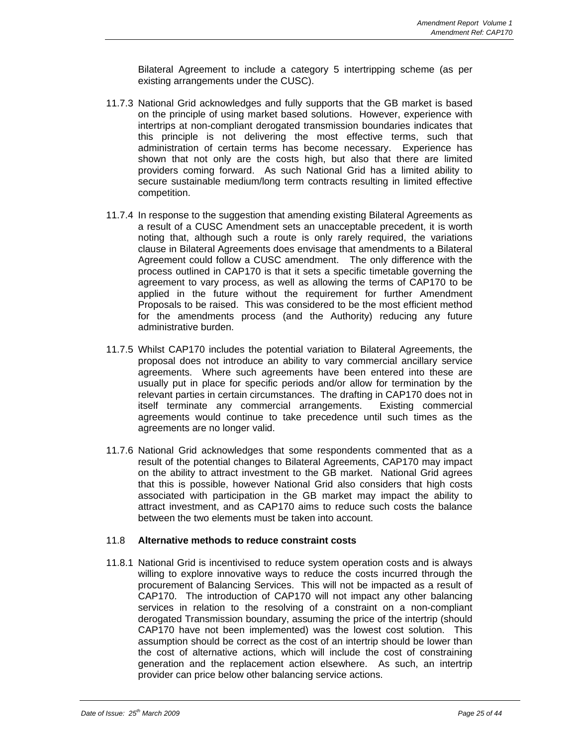Bilateral Agreement to include a category 5 intertripping scheme (as per existing arrangements under the CUSC).

11.7.3 National Grid acknowledges and fully supports that the GB market is based on the principle of using market based solutions. However, experience with intertrips at non-compliant derogated transmission boundaries indicates that this principle is not delivering the most effective terms, such that administration of certain terms has become necessary. Experience has shown that not only are the costs high, but also that there are limited providers coming forward. As such National Grid has a limited ability to secure sustainable medium/long term contracts resulting in limited effective competition.

11.7.4 In response to the suggestion that amending existing Bilateral Agreements as a result of a CUSC Amendment sets an unacceptable precedent, it is worth noting that, although such a route is only rarely required, the variations clause in Bilateral Agreements does envisage that amendments to a Bilateral Agreement could follow a CUSC amendment. The only difference with the process outlined in CAP170 is that it sets a specific timetable governing the agreement to vary process, as well as allowing the terms of CAP170 to be applied in the future without the requirement for further Amendment Proposals to be raised. This was considered to be the most efficient method for the amendments process (and the Authority) reducing any future administrative burden.

11.7.5 Whilst CAP170 includes the potential variation to Bilateral Agreements, the proposal does not introduce an ability to vary commercial ancillary service agreements. Where such agreements have been entered into these are usually put in place for specific periods and/or allow for termination by the relevant parties in certain circumstances. The drafting in CAP170 does not in itself terminate any commercial arrangements. Existing commercial agreements would continue to take precedence until such times as the agreements are no longer valid.

11.7.6 National Grid acknowledges that some respondents commented that as a result of the potential changes to Bilateral Agreements, CAP170 may impact on the ability to attract investment to the GB market. National Grid agrees that this is possible, however National Grid also considers that high costs associated with participation in the GB market may impact the ability to attract investment, and as CAP170 aims to reduce such costs the balance between the two elements must be taken into account.

## 11.8 **Alternative methods to reduce constraint costs**

11.8.1 National Grid is incentivised to reduce system operation costs and is always willing to explore innovative ways to reduce the costs incurred through the procurement of Balancing Services. This will not be impacted as a result of CAP170. The introduction of CAP170 will not impact any other balancing services in relation to the resolving of a constraint on a non-compliant derogated Transmission boundary, assuming the price of the intertrip (should CAP170 have not been implemented) was the lowest cost solution. This assumption should be correct as the cost of an intertrip should be lower than the cost of alternative actions, which will include the cost of constraining generation and the replacement action elsewhere. As such, an intertrip provider can price below other balancing service actions.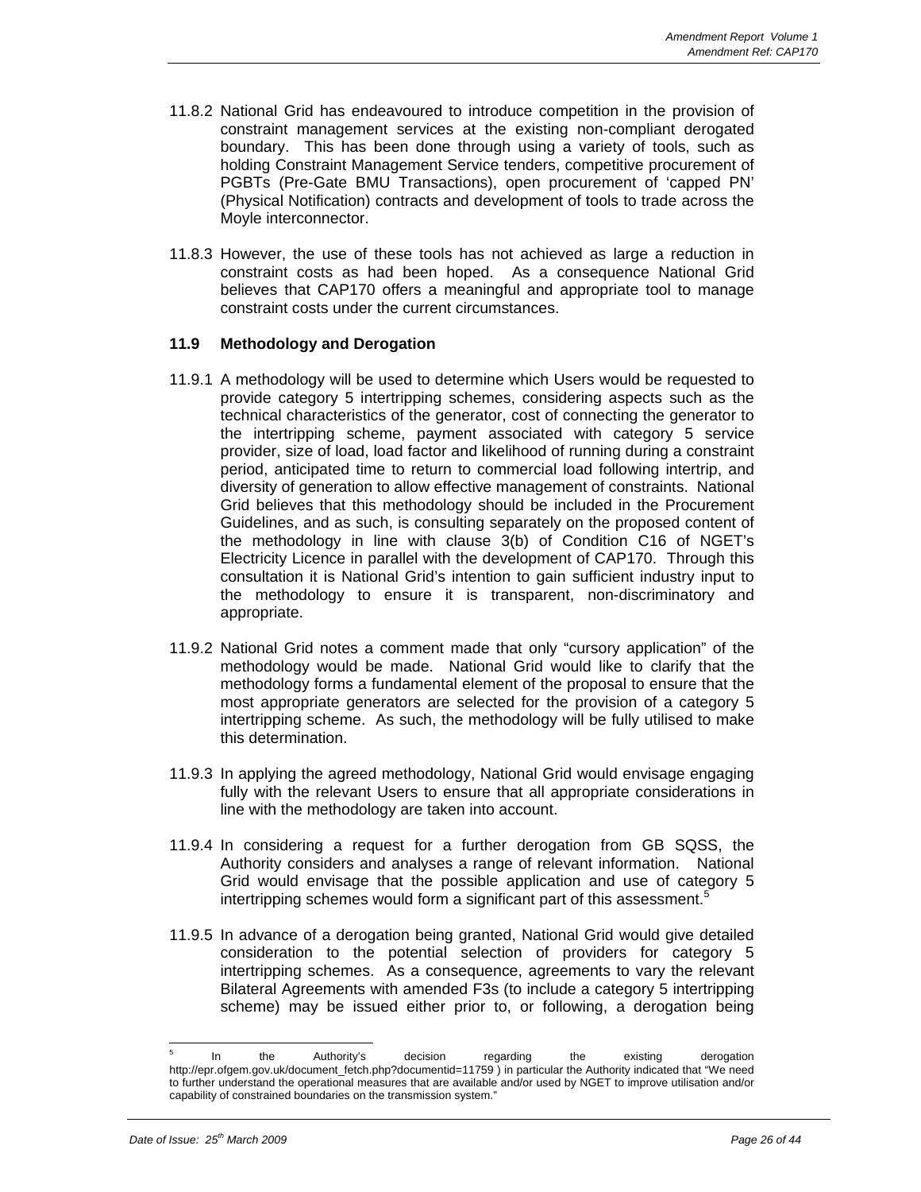11.8.2 National Grid has endeavoured to introduce competition in the provision of constraint management services at the existing non-compliant derogated boundary. This has been done through using a variety of tools, such as holding Constraint Management Service tenders, competitive procurement of PGBTs (Pre-Gate BMU Transactions), open procurement of 'capped PN' (Physical Notification) contracts and development of tools to trade across the Moyle interconnector.

11.8.3 However, the use of these tools has not achieved as large a reduction in constraint costs as had been hoped. As a consequence National Grid believes that CAP170 offers a meaningful and appropriate tool to manage constraint costs under the current circumstances.

### 11.9 Methodology and Derogation

11.9.1 A methodology will be used to determine which Users would be requested to provide category 5 intertripping schemes, considering aspects such as the technical characteristics of the generator, cost of connecting the generator to the intertripping scheme, payment associated with category 5 service provider, size of load, load factor and likelihood of running during a constraint period, anticipated time to return to commercial load following intertrip, and diversity of generation to allow effective management of constraints. National Grid believes that this methodology should be included in the Procurement Guidelines, and as such, is consulting separately on the proposed content of the methodology in line with clause 3(b) of Condition C16 of NGET's Electricity Licence in parallel with the development of CAP170. Through this consultation it is National Grid's intention to gain sufficient industry input to the methodology to ensure it is transparent, non-discriminatory and appropriate.

11.9.2 National Grid notes a comment made that only "cursory application" of the methodology would be made. National Grid would like to clarify that the methodology forms a fundamental element of the proposal to ensure that the most appropriate generators are selected for the provision of a category 5 intertripping scheme. As such, the methodology will be fully utilised to make this determination.

11.9.3 In applying the agreed methodology, National Grid would envisage engaging fully with the relevant Users to ensure that all appropriate considerations in line with the methodology are taken into account.

11.9.4 In considering a request for a further derogation from GB SQSS, the Authority considers and analyses a range of relevant information. National Grid would envisage that the possible application and use of category 5 intertripping schemes would form a significant part of this assessment.[5]

11.9.5 In advance of a derogation being granted, National Grid would give detailed consideration to the potential selection of providers for category 5 intertripping schemes. As a consequence, agreements to vary the relevant Bilateral Agreements with amended F3s (to include a category 5 intertripping scheme) may be issued either prior to, or following, a derogation being

---

[5] In the Authority's decision regarding the existing derogation http://epr.ofgem.gov.uk/document_fetch.php?documentid=11759 ) in particular the Authority indicated that "We need to further understand the operational measures that are available and/or used by NGET to improve utilisation and/or capability of constrained boundaries on the transmission system."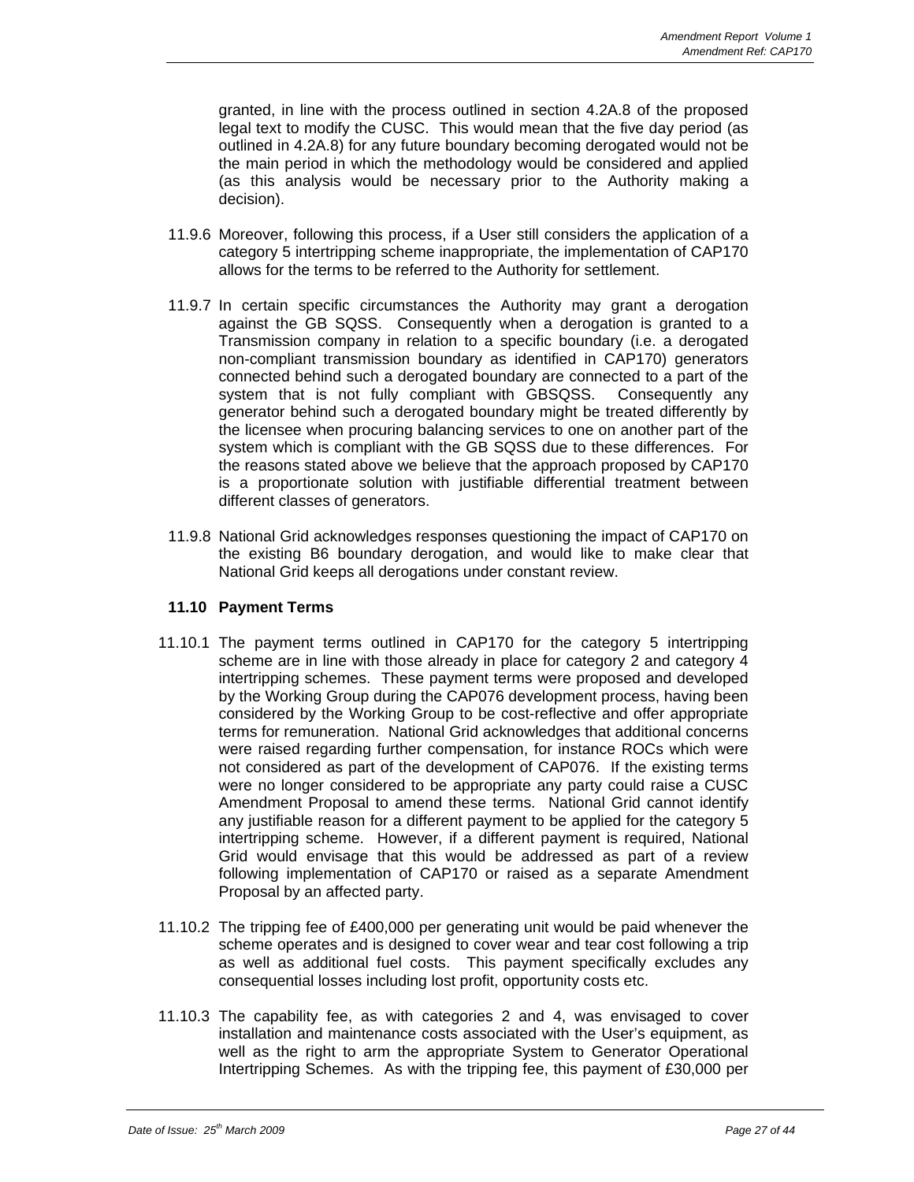granted, in line with the process outlined in section 4.2A.8 of the proposed legal text to modify the CUSC. This would mean that the five day period (as outlined in 4.2A.8) for any future boundary becoming derogated would not be the main period in which the methodology would be considered and applied (as this analysis would be necessary prior to the Authority making a decision).

11.9.6 Moreover, following this process, if a User still considers the application of a category 5 intertripping scheme inappropriate, the implementation of CAP170 allows for the terms to be referred to the Authority for settlement.

11.9.7 In certain specific circumstances the Authority may grant a derogation against the GB SQSS. Consequently when a derogation is granted to a Transmission company in relation to a specific boundary (i.e. a derogated non-compliant transmission boundary as identified in CAP170) generators connected behind such a derogated boundary are connected to a part of the system that is not fully compliant with GBSQSS. Consequently any generator behind such a derogated boundary might be treated differently by the licensee when procuring balancing services to one on another part of the system which is compliant with the GB SQSS due to these differences. For the reasons stated above we believe that the approach proposed by CAP170 is a proportionate solution with justifiable differential treatment between different classes of generators.

11.9.8 National Grid acknowledges responses questioning the impact of CAP170 on the existing B6 boundary derogation, and would like to make clear that National Grid keeps all derogations under constant review.

### 11.10 Payment Terms

11.10.1 The payment terms outlined in CAP170 for the category 5 intertripping scheme are in line with those already in place for category 2 and category 4 intertripping schemes. These payment terms were proposed and developed by the Working Group during the CAP076 development process, having been considered by the Working Group to be cost-reflective and offer appropriate terms for remuneration. National Grid acknowledges that additional concerns were raised regarding further compensation, for instance ROCs which were not considered as part of the development of CAP076. If the existing terms were no longer considered to be appropriate any party could raise a CUSC Amendment Proposal to amend these terms. National Grid cannot identify any justifiable reason for a different payment to be applied for the category 5 intertripping scheme. However, if a different payment is required, National Grid would envisage that this would be addressed as part of a review following implementation of CAP170 or raised as a separate Amendment Proposal by an affected party.

11.10.2 The tripping fee of £400,000 per generating unit would be paid whenever the scheme operates and is designed to cover wear and tear cost following a trip as well as additional fuel costs. This payment specifically excludes any consequential losses including lost profit, opportunity costs etc.

11.10.3 The capability fee, as with categories 2 and 4, was envisaged to cover installation and maintenance costs associated with the User's equipment, as well as the right to arm the appropriate System to Generator Operational Intertripping Schemes. As with the tripping fee, this payment of £30,000 per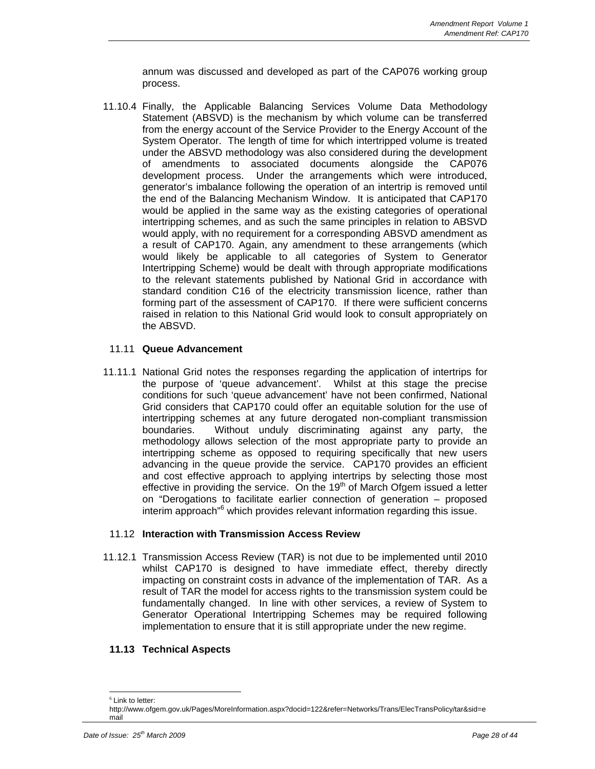annum was discussed and developed as part of the CAP076 working group process.

11.10.4 Finally, the Applicable Balancing Services Volume Data Methodology Statement (ABSVD) is the mechanism by which volume can be transferred from the energy account of the Service Provider to the Energy Account of the System Operator. The length of time for which intertripped volume is treated under the ABSVD methodology was also considered during the development of amendments to associated documents alongside the CAP076 development process. Under the arrangements which were introduced, generator's imbalance following the operation of an intertrip is removed until the end of the Balancing Mechanism Window. It is anticipated that CAP170 would be applied in the same way as the existing categories of operational intertripping schemes, and as such the same principles in relation to ABSVD would apply, with no requirement for a corresponding ABSVD amendment as a result of CAP170. Again, any amendment to these arrangements (which would likely be applicable to all categories of System to Generator Intertripping Scheme) would be dealt with through appropriate modifications to the relevant statements published by National Grid in accordance with standard condition C16 of the electricity transmission licence, rather than forming part of the assessment of CAP170. If there were sufficient concerns raised in relation to this National Grid would look to consult appropriately on the ABSVD.

## 11.11 Queue Advancement

11.11.1 National Grid notes the responses regarding the application of intertrips for the purpose of 'queue advancement'. Whilst at this stage the precise conditions for such 'queue advancement' have not been confirmed, National Grid considers that CAP170 could offer an equitable solution for the use of intertripping schemes at any future derogated non-compliant transmission boundaries. Without unduly discriminating against any party, the methodology allows selection of the most appropriate party to provide an intertripping scheme as opposed to requiring specifically that new users advancing in the queue provide the service. CAP170 provides an efficient and cost effective approach to applying intertrips by selecting those most effective in providing the service. On the 19th of March Ofgem issued a letter on "Derogations to facilitate earlier connection of generation – proposed interim approach"[6] which provides relevant information regarding this issue.

## 11.12 Interaction with Transmission Access Review

11.12.1 Transmission Access Review (TAR) is not due to be implemented until 2010 whilst CAP170 is designed to have immediate effect, thereby directly impacting on constraint costs in advance of the implementation of TAR. As a result of TAR the model for access rights to the transmission system could be fundamentally changed. In line with other services, a review of System to Generator Operational Intertripping Schemes may be required following implementation to ensure that it is still appropriate under the new regime.

## 11.13 Technical Aspects

---

[6] Link to letter:
http://www.ofgem.gov.uk/Pages/MoreInformation.aspx?docid=122&refer=Networks/Trans/ElecTransPolicy/tar&sid=email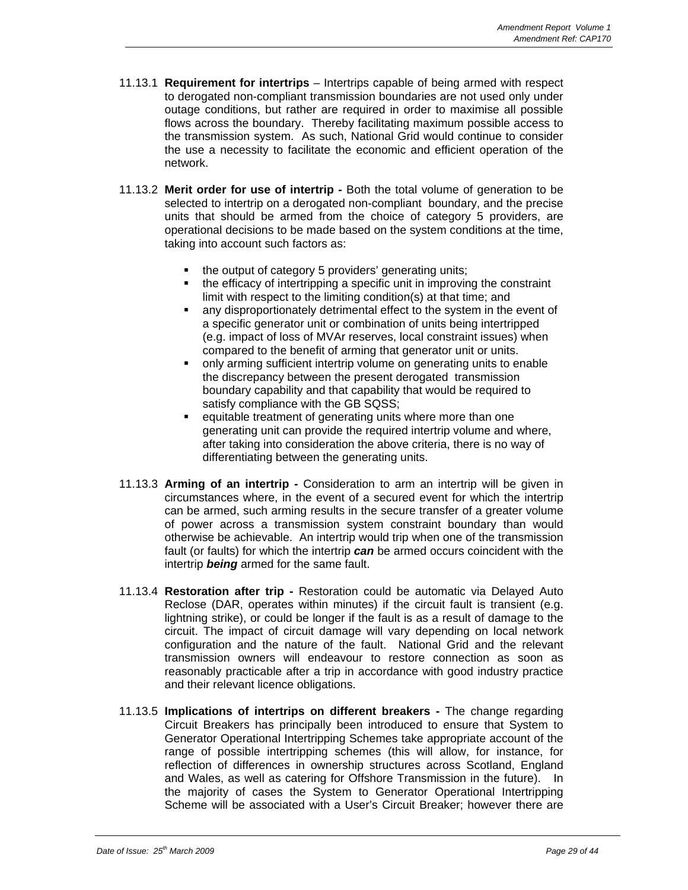11.13.1 **Requirement for intertrips** – Intertrips capable of being armed with respect to derogated non-compliant transmission boundaries are not used only under outage conditions, but rather are required in order to maximise all possible flows across the boundary. Thereby facilitating maximum possible access to the transmission system. As such, National Grid would continue to consider the use a necessity to facilitate the economic and efficient operation of the network.

11.13.2 **Merit order for use of intertrip -** Both the total volume of generation to be selected to intertrip on a derogated non-compliant boundary, and the precise units that should be armed from the choice of category 5 providers, are operational decisions to be made based on the system conditions at the time, taking into account such factors as:

- the output of category 5 providers' generating units;
- the efficacy of intertripping a specific unit in improving the constraint limit with respect to the limiting condition(s) at that time; and
- any disproportionately detrimental effect to the system in the event of a specific generator unit or combination of units being intertripped (e.g. impact of loss of MVAr reserves, local constraint issues) when compared to the benefit of arming that generator unit or units.
- only arming sufficient intertrip volume on generating units to enable the discrepancy between the present derogated transmission boundary capability and that capability that would be required to satisfy compliance with the GB SQSS;
- equitable treatment of generating units where more than one generating unit can provide the required intertrip volume and where, after taking into consideration the above criteria, there is no way of differentiating between the generating units.

11.13.3 **Arming of an intertrip -** Consideration to arm an intertrip will be given in circumstances where, in the event of a secured event for which the intertrip can be armed, such arming results in the secure transfer of a greater volume of power across a transmission system constraint boundary than would otherwise be achievable. An intertrip would trip when one of the transmission fault (or faults) for which the intertrip ***can*** be armed occurs coincident with the intertrip ***being*** armed for the same fault.

11.13.4 **Restoration after trip -** Restoration could be automatic via Delayed Auto Reclose (DAR, operates within minutes) if the circuit fault is transient (e.g. lightning strike), or could be longer if the fault is as a result of damage to the circuit. The impact of circuit damage will vary depending on local network configuration and the nature of the fault. National Grid and the relevant transmission owners will endeavour to restore connection as soon as reasonably practicable after a trip in accordance with good industry practice and their relevant licence obligations.

11.13.5 **Implications of intertrips on different breakers -** The change regarding Circuit Breakers has principally been introduced to ensure that System to Generator Operational Intertripping Schemes take appropriate account of the range of possible intertripping schemes (this will allow, for instance, for reflection of differences in ownership structures across Scotland, England and Wales, as well as catering for Offshore Transmission in the future). In the majority of cases the System to Generator Operational Intertripping Scheme will be associated with a User's Circuit Breaker; however there are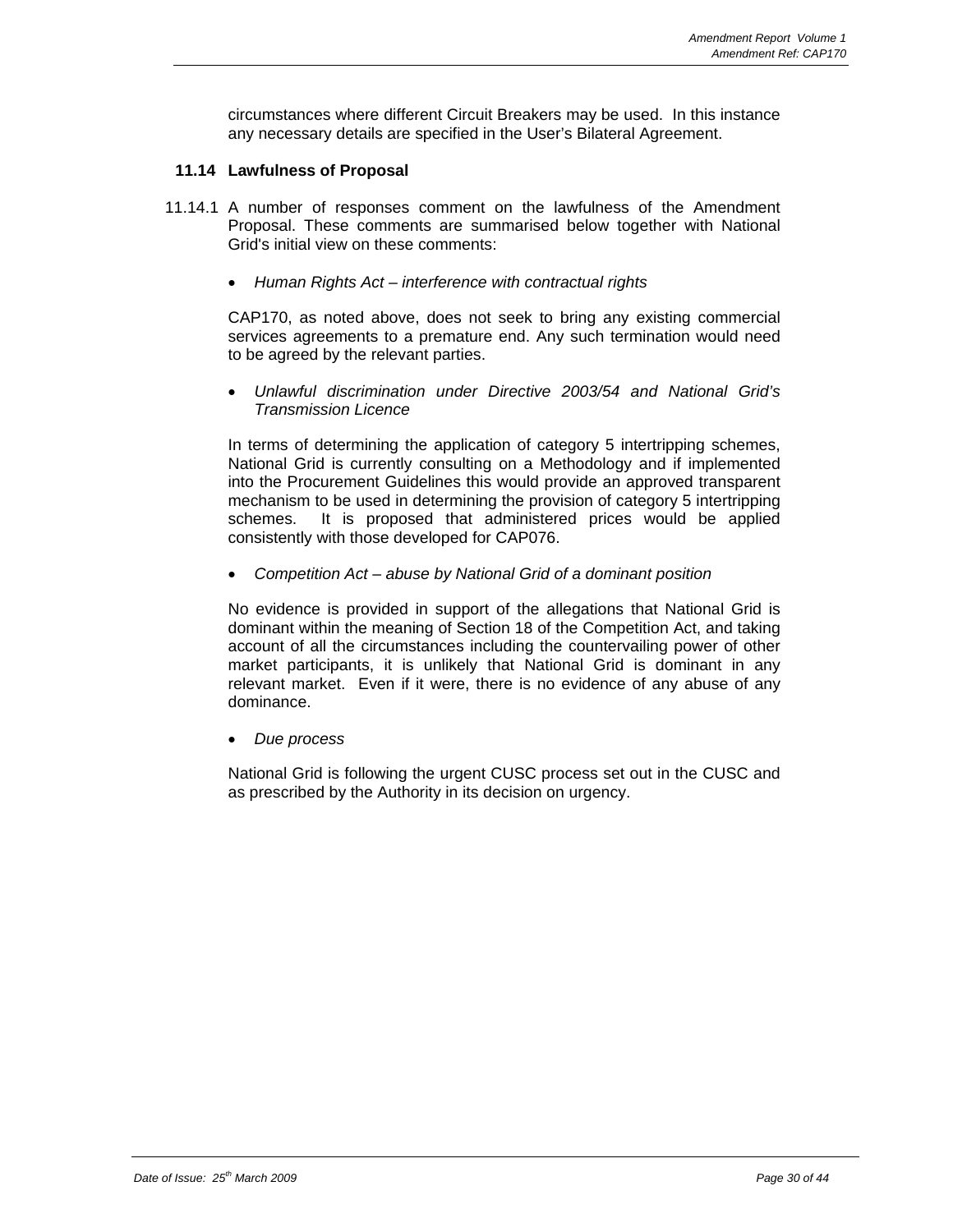circumstances where different Circuit Breakers may be used. In this instance any necessary details are specified in the User's Bilateral Agreement.

### 11.14 Lawfulness of Proposal

11.14.1 A number of responses comment on the lawfulness of the Amendment Proposal. These comments are summarised below together with National Grid's initial view on these comments:

- *Human Rights Act – interference with contractual rights*

CAP170, as noted above, does not seek to bring any existing commercial services agreements to a premature end. Any such termination would need to be agreed by the relevant parties.

- *Unlawful discrimination under Directive 2003/54 and National Grid's Transmission Licence*

In terms of determining the application of category 5 intertripping schemes, National Grid is currently consulting on a Methodology and if implemented into the Procurement Guidelines this would provide an approved transparent mechanism to be used in determining the provision of category 5 intertripping schemes. It is proposed that administered prices would be applied consistently with those developed for CAP076.

- *Competition Act – abuse by National Grid of a dominant position*

No evidence is provided in support of the allegations that National Grid is dominant within the meaning of Section 18 of the Competition Act, and taking account of all the circumstances including the countervailing power of other market participants, it is unlikely that National Grid is dominant in any relevant market. Even if it were, there is no evidence of any abuse of any dominance.

- *Due process*

National Grid is following the urgent CUSC process set out in the CUSC and as prescribed by the Authority in its decision on urgency.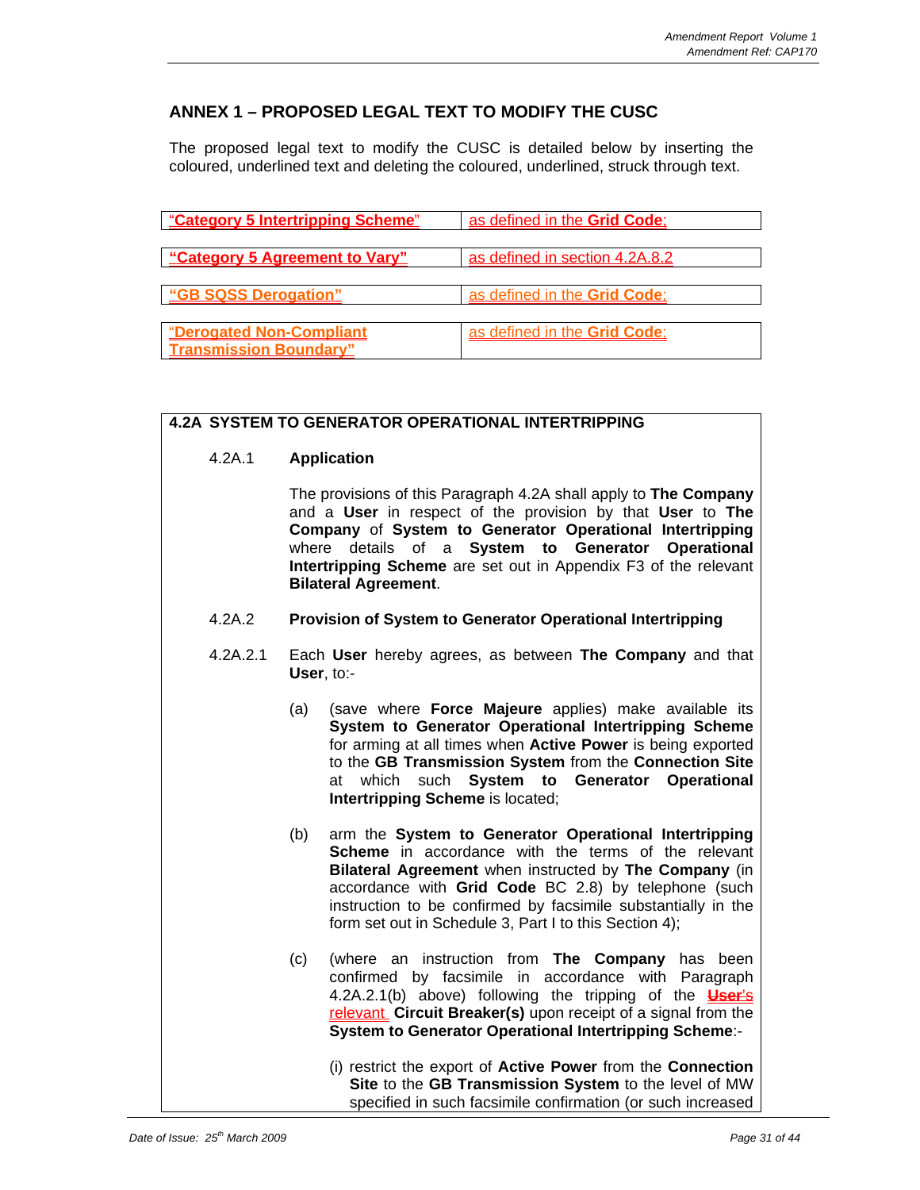## ANNEX 1 – PROPOSED LEGAL TEXT TO MODIFY THE CUSC

The proposed legal text to modify the CUSC is detailed below by inserting the coloured, underlined text and deleting the coloured, underlined, struck through text.

| | |
|---|---|
| "**Category 5 Intertripping Scheme**" | as defined in the **Grid Code**; |
| **"Category 5 Agreement to Vary"** | as defined in section 4.2A.8.2 |
| **"GB SQSS Derogation"** | as defined in the **Grid Code**; |
| "**Derogated Non-Compliant Transmission Boundary"** | as defined in the **Grid Code**; |

**4.2A SYSTEM TO GENERATOR OPERATIONAL INTERTRIPPING**

4.2A.1 **Application**

The provisions of this Paragraph 4.2A shall apply to **The Company** and a **User** in respect of the provision by that **User** to **The Company** of **System to Generator Operational Intertripping** where details of a **System to Generator Operational Intertripping Scheme** are set out in Appendix F3 of the relevant **Bilateral Agreement**.

4.2A.2 **Provision of System to Generator Operational Intertripping**

4.2A.2.1 Each **User** hereby agrees, as between **The Company** and that **User**, to:-

(a) (save where **Force Majeure** applies) make available its **System to Generator Operational Intertripping Scheme** for arming at all times when **Active Power** is being exported to the **GB Transmission System** from the **Connection Site** at which such **System to Generator Operational Intertripping Scheme** is located;

(b) arm the **System to Generator Operational Intertripping Scheme** in accordance with the terms of the relevant **Bilateral Agreement** when instructed by **The Company** (in accordance with **Grid Code** BC 2.8) by telephone (such instruction to be confirmed by facsimile substantially in the form set out in Schedule 3, Part I to this Section 4);

(c) (where an instruction from **The Company** has been confirmed by facsimile in accordance with Paragraph 4.2A.2.1(b) above) following the tripping of the ~~**User**'s~~ relevant **Circuit Breaker(s)** upon receipt of a signal from the **System to Generator Operational Intertripping Scheme**:-

(i) restrict the export of **Active Power** from the **Connection Site** to the **GB Transmission System** to the level of MW specified in such facsimile confirmation (or such increased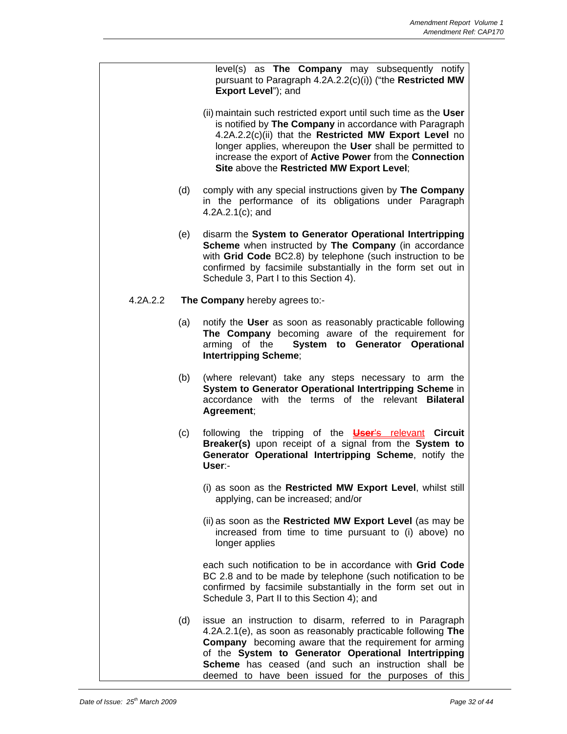level(s) as **The Company** may subsequently notify pursuant to Paragraph 4.2A.2.2(c)(i)) ("the **Restricted MW Export Level**"); and

(ii) maintain such restricted export until such time as the **User** is notified by **The Company** in accordance with Paragraph 4.2A.2.2(c)(ii) that the **Restricted MW Export Level** no longer applies, whereupon the **User** shall be permitted to increase the export of **Active Power** from the **Connection Site** above the **Restricted MW Export Level**;

(d) comply with any special instructions given by **The Company** in the performance of its obligations under Paragraph 4.2A.2.1(c); and

(e) disarm the **System to Generator Operational Intertripping Scheme** when instructed by **The Company** (in accordance with **Grid Code** BC2.8) by telephone (such instruction to be confirmed by facsimile substantially in the form set out in Schedule 3, Part I to this Section 4).

4.2A.2.2 **The Company** hereby agrees to:-

(a) notify the **User** as soon as reasonably practicable following **The Company** becoming aware of the requirement for arming of the **System to Generator Operational Intertripping Scheme**;

(b) (where relevant) take any steps necessary to arm the **System to Generator Operational Intertripping Scheme** in accordance with the terms of the relevant **Bilateral Agreement**;

(c) following the tripping of the ~~**User**'~~s relevant **Circuit Breaker(s)** upon receipt of a signal from the **System to Generator Operational Intertripping Scheme**, notify the **User**:-

(i) as soon as the **Restricted MW Export Level**, whilst still applying, can be increased; and/or

(ii) as soon as the **Restricted MW Export Level** (as may be increased from time to time pursuant to (i) above) no longer applies

each such notification to be in accordance with **Grid Code** BC 2.8 and to be made by telephone (such notification to be confirmed by facsimile substantially in the form set out in Schedule 3, Part II to this Section 4); and

(d) issue an instruction to disarm, referred to in Paragraph 4.2A.2.1(e), as soon as reasonably practicable following **The Company** becoming aware that the requirement for arming of the **System to Generator Operational Intertripping Scheme** has ceased (and such an instruction shall be deemed to have been issued for the purposes of this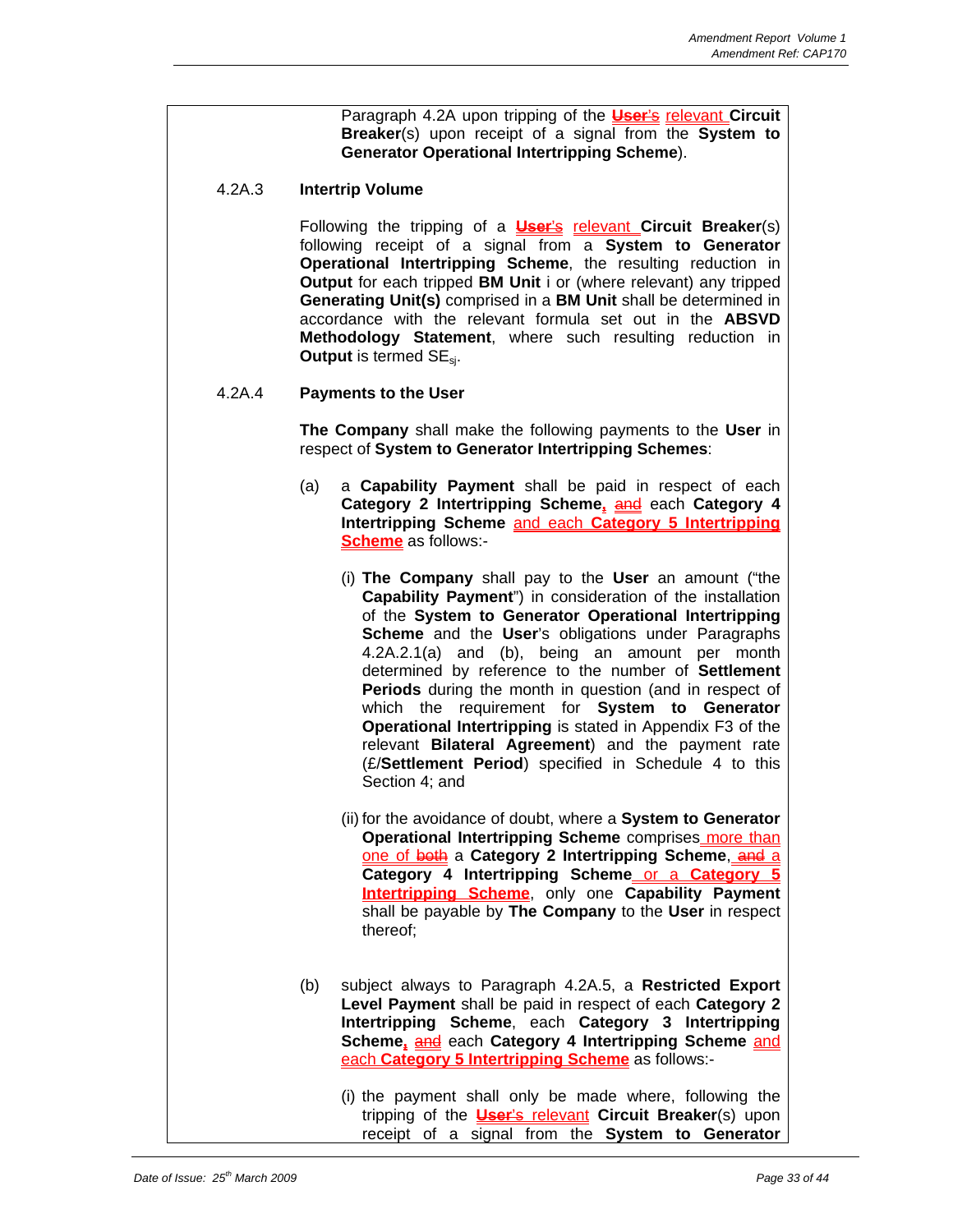Paragraph 4.2A upon tripping of the ~~**User**'s~~ relevant **Circuit Breaker**(s) upon receipt of a signal from the **System to Generator Operational Intertripping Scheme**).

4.2A.3 **Intertrip Volume**

Following the tripping of a ~~**User**'s~~ relevant **Circuit Breaker**(s) following receipt of a signal from a **System to Generator Operational Intertripping Scheme**, the resulting reduction in **Output** for each tripped **BM Unit** i or (where relevant) any tripped **Generating Unit(s)** comprised in a **BM Unit** shall be determined in accordance with the relevant formula set out in the **ABSVD Methodology Statement**, where such resulting reduction in **Output** is termed $SE_{sj}$.

4.2A.4 **Payments to the User**

**The Company** shall make the following payments to the **User** in respect of **System to Generator Intertripping Schemes**:

(a) a **Capability Payment** shall be paid in respect of each **Category 2 Intertripping Scheme**, ~~and~~ each **Category 4 Intertripping Scheme** and each **Category 5 Intertripping Scheme** as follows:-

(i) **The Company** shall pay to the **User** an amount ("the **Capability Payment**") in consideration of the installation of the **System to Generator Operational Intertripping Scheme** and the **User**'s obligations under Paragraphs 4.2A.2.1(a) and (b), being an amount per month determined by reference to the number of **Settlement Periods** during the month in question (and in respect of which the requirement for **System to Generator Operational Intertripping** is stated in Appendix F3 of the relevant **Bilateral Agreement**) and the payment rate (£/**Settlement Period**) specified in Schedule 4 to this Section 4; and

(ii) for the avoidance of doubt, where a **System to Generator Operational Intertripping Scheme** comprises more than one of ~~both~~ a **Category 2 Intertripping Scheme**, ~~and~~ a **Category 4 Intertripping Scheme** or a **Category 5 Intertripping Scheme**, only one **Capability Payment** shall be payable by **The Company** to the **User** in respect thereof;

(b) subject always to Paragraph 4.2A.5, a **Restricted Export Level Payment** shall be paid in respect of each **Category 2 Intertripping Scheme**, each **Category 3 Intertripping Scheme**, ~~and~~ each **Category 4 Intertripping Scheme** and each **Category 5 Intertripping Scheme** as follows:-

(i) the payment shall only be made where, following the tripping of the ~~**User**'s~~ relevant **Circuit Breaker**(s) upon receipt of a signal from the **System to Generator**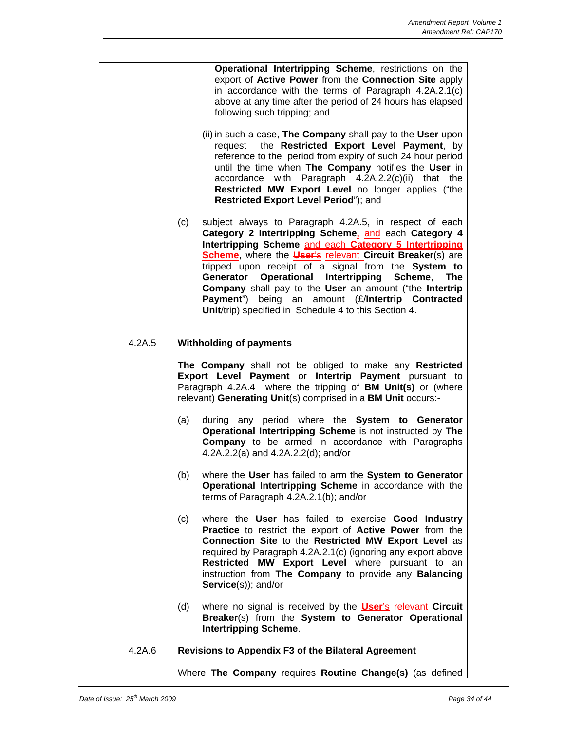**Operational Intertripping Scheme**, restrictions on the export of **Active Power** from the **Connection Site** apply in accordance with the terms of Paragraph 4.2A.2.1(c) above at any time after the period of 24 hours has elapsed following such tripping; and

(ii) in such a case, **The Company** shall pay to the **User** upon request the **Restricted Export Level Payment**, by reference to the period from expiry of such 24 hour period until the time when **The Company** notifies the **User** in accordance with Paragraph 4.2A.2.2(c)(ii) that the **Restricted MW Export Level** no longer applies ("the **Restricted Export Level Period**"); and

(c) subject always to Paragraph 4.2A.5, in respect of each **Category 2 Intertripping Scheme**, ~~and~~ each **Category 4 Intertripping Scheme** and each **Category 5 Intertripping Scheme**, where the ~~**User**'s~~ relevant **Circuit Breaker**(s) are tripped upon receipt of a signal from the **System to Generator Operational Intertripping Scheme**, **The Company** shall pay to the **User** an amount ("the **Intertrip Payment**") being an amount (£/**Intertrip Contracted Unit**/trip) specified in Schedule 4 to this Section 4.

## 4.2A.5 Withholding of payments

**The Company** shall not be obliged to make any **Restricted Export Level Payment** or **Intertrip Payment** pursuant to Paragraph 4.2A.4 where the tripping of **BM Unit(s)** or (where relevant) **Generating Unit**(s) comprised in a **BM Unit** occurs:-

(a) during any period where the **System to Generator Operational Intertripping Scheme** is not instructed by **The Company** to be armed in accordance with Paragraphs 4.2A.2.2(a) and 4.2A.2.2(d); and/or

(b) where the **User** has failed to arm the **System to Generator Operational Intertripping Scheme** in accordance with the terms of Paragraph 4.2A.2.1(b); and/or

(c) where the **User** has failed to exercise **Good Industry Practice** to restrict the export of **Active Power** from the **Connection Site** to the **Restricted MW Export Level** as required by Paragraph 4.2A.2.1(c) (ignoring any export above **Restricted MW Export Level** where pursuant to an instruction from **The Company** to provide any **Balancing Service**(s)); and/or

(d) where no signal is received by the ~~**User**'s~~ relevant **Circuit Breaker**(s) from the **System to Generator Operational Intertripping Scheme**.

## 4.2A.6 Revisions to Appendix F3 of the Bilateral Agreement

Where **The Company** requires **Routine Change(s)** (as defined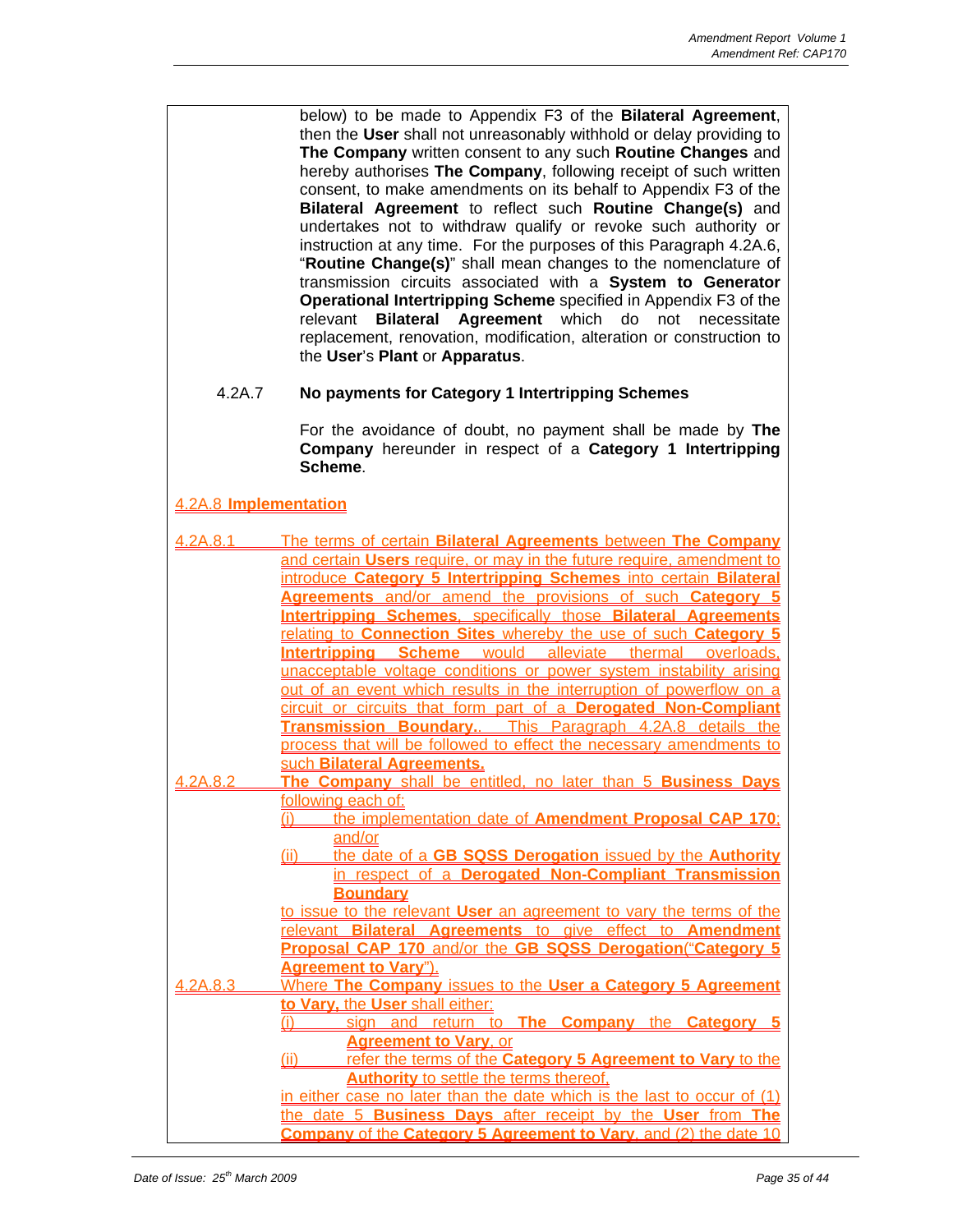below) to be made to Appendix F3 of the **Bilateral Agreement**, then the **User** shall not unreasonably withhold or delay providing to **The Company** written consent to any such **Routine Changes** and hereby authorises **The Company**, following receipt of such written consent, to make amendments on its behalf to Appendix F3 of the **Bilateral Agreement** to reflect such **Routine Change(s)** and undertakes not to withdraw qualify or revoke such authority or instruction at any time. For the purposes of this Paragraph 4.2A.6, "**Routine Change(s)**" shall mean changes to the nomenclature of transmission circuits associated with a **System to Generator Operational Intertripping Scheme** specified in Appendix F3 of the relevant **Bilateral Agreement** which do not necessitate replacement, renovation, modification, alteration or construction to the **User**'s **Plant** or **Apparatus**.

4.2A.7 **No payments for Category 1 Intertripping Schemes**

For the avoidance of doubt, no payment shall be made by **The Company** hereunder in respect of a **Category 1 Intertripping Scheme**.

4.2A.8 **Implementation**

4.2A.8.1 The terms of certain **Bilateral Agreements** between **The Company** and certain **Users** require, or may in the future require, amendment to introduce **Category 5 Intertripping Schemes** into certain **Bilateral Agreements** and/or amend the provisions of such **Category 5 Intertripping Schemes**, specifically those **Bilateral Agreements** relating to **Connection Sites** whereby the use of such **Category 5 Intertripping Scheme** would alleviate thermal overloads, unacceptable voltage conditions or power system instability arising out of an event which results in the interruption of powerflow on a circuit or circuits that form part of a **Derogated Non-Compliant Transmission Boundary.**. This Paragraph 4.2A.8 details the process that will be followed to effect the necessary amendments to such **Bilateral Agreements.**

4.2A.8.2 **The Company** shall be entitled, no later than 5 **Business Days** following each of:

(i) the implementation date of **Amendment Proposal CAP 170**; and/or

(ii) the date of a **GB SQSS Derogation** issued by the **Authority** in respect of a **Derogated Non-Compliant Transmission Boundary**

to issue to the relevant **User** an agreement to vary the terms of the relevant **Bilateral Agreements** to give effect to **Amendment Proposal CAP 170** and/or the **GB SQSS Derogation**("**Category 5 Agreement to Vary**").

4.2A.8.3 Where **The Company** issues to the **User a Category 5 Agreement to Vary,** the **User** shall either:

(i) sign and return to **The Company** the **Category 5 Agreement to Vary**, or

(ii) refer the terms of the **Category 5 Agreement to Vary** to the **Authority** to settle the terms thereof,

in either case no later than the date which is the last to occur of (1) the date 5 **Business Days** after receipt by the **User** from **The Company** of the **Category 5 Agreement to Vary**, and (2) the date 10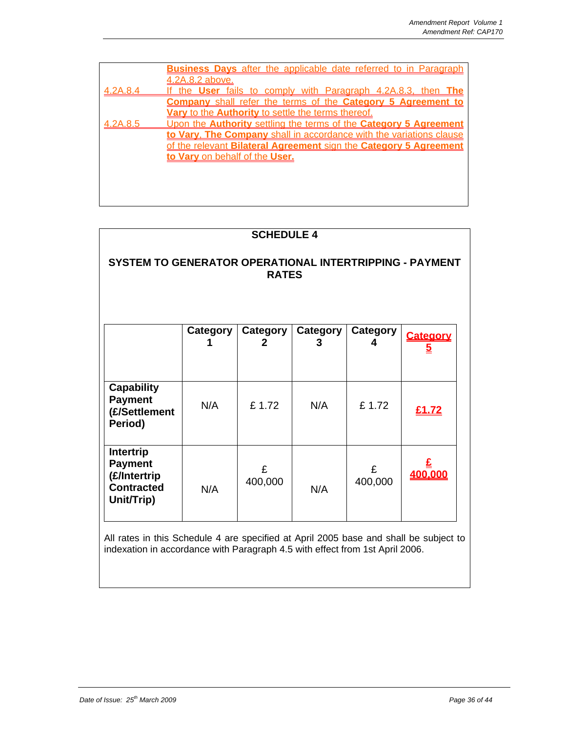**Business Days** after the applicable date referred to in Paragraph 4.2A.8.2 above.

4.2A.8.4 If the **User** fails to comply with Paragraph 4.2A.8.3, then **The Company** shall refer the terms of the **Category 5 Agreement to Vary** to the **Authority** to settle the terms thereof.

4.2A.8.5 Upon the **Authority** settling the terms of the **Category 5 Agreement to Vary**, **The Company** shall in accordance with the variations clause of the relevant **Bilateral Agreement** sign the **Category 5 Agreement to Vary** on behalf of the **User.**

## SCHEDULE 4

## SYSTEM TO GENERATOR OPERATIONAL INTERTRIPPING - PAYMENT RATES

| | Category 1 | Category 2 | Category 3 | Category 4 | Category 5 |
|---|---|---|---|---|---|
| **Capability Payment (£/Settlement Period)** | N/A | £ 1.72 | N/A | £ 1.72 | £1.72 |
| **Intertrip Payment (£/Intertrip Contracted Unit/Trip)** | N/A | £ 400,000 | N/A | £ 400,000 | £ 400,000 |

All rates in this Schedule 4 are specified at April 2005 base and shall be subject to indexation in accordance with Paragraph 4.5 with effect from 1st April 2006.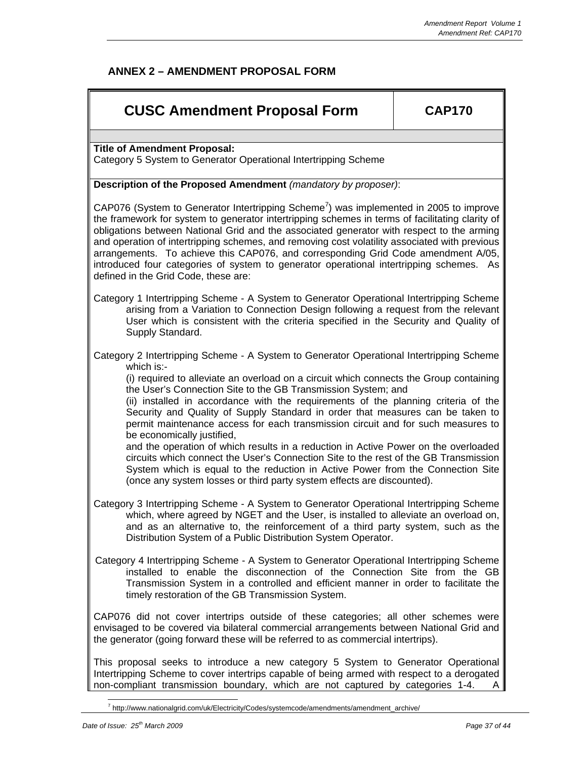## ANNEX 2 – AMENDMENT PROPOSAL FORM

| CUSC Amendment Proposal Form | CAP170 |
|---|---|

**Title of Amendment Proposal:**
Category 5 System to Generator Operational Intertripping Scheme

**Description of the Proposed Amendment** *(mandatory by proposer)*:

CAP076 (System to Generator Intertripping Scheme[7]) was implemented in 2005 to improve the framework for system to generator intertripping schemes in terms of facilitating clarity of obligations between National Grid and the associated generator with respect to the arming and operation of intertripping schemes, and removing cost volatility associated with previous arrangements. To achieve this CAP076, and corresponding Grid Code amendment A/05, introduced four categories of system to generator operational intertripping schemes. As defined in the Grid Code, these are:

Category 1 Intertripping Scheme - A System to Generator Operational Intertripping Scheme arising from a Variation to Connection Design following a request from the relevant User which is consistent with the criteria specified in the Security and Quality of Supply Standard.

Category 2 Intertripping Scheme - A System to Generator Operational Intertripping Scheme which is:-
(i) required to alleviate an overload on a circuit which connects the Group containing the User's Connection Site to the GB Transmission System; and
(ii) installed in accordance with the requirements of the planning criteria of the Security and Quality of Supply Standard in order that measures can be taken to permit maintenance access for each transmission circuit and for such measures to be economically justified,
and the operation of which results in a reduction in Active Power on the overloaded circuits which connect the User's Connection Site to the rest of the GB Transmission System which is equal to the reduction in Active Power from the Connection Site (once any system losses or third party system effects are discounted).

Category 3 Intertripping Scheme - A System to Generator Operational Intertripping Scheme which, where agreed by NGET and the User, is installed to alleviate an overload on, and as an alternative to, the reinforcement of a third party system, such as the Distribution System of a Public Distribution System Operator.

Category 4 Intertripping Scheme - A System to Generator Operational Intertripping Scheme installed to enable the disconnection of the Connection Site from the GB Transmission System in a controlled and efficient manner in order to facilitate the timely restoration of the GB Transmission System.

CAP076 did not cover intertrips outside of these categories; all other schemes were envisaged to be covered via bilateral commercial arrangements between National Grid and the generator (going forward these will be referred to as commercial intertrips).

This proposal seeks to introduce a new category 5 System to Generator Operational Intertripping Scheme to cover intertrips capable of being armed with respect to a derogated non-compliant transmission boundary, which are not captured by categories 1-4. A

[7] http://www.nationalgrid.com/uk/Electricity/Codes/systemcode/amendments/amendment_archive/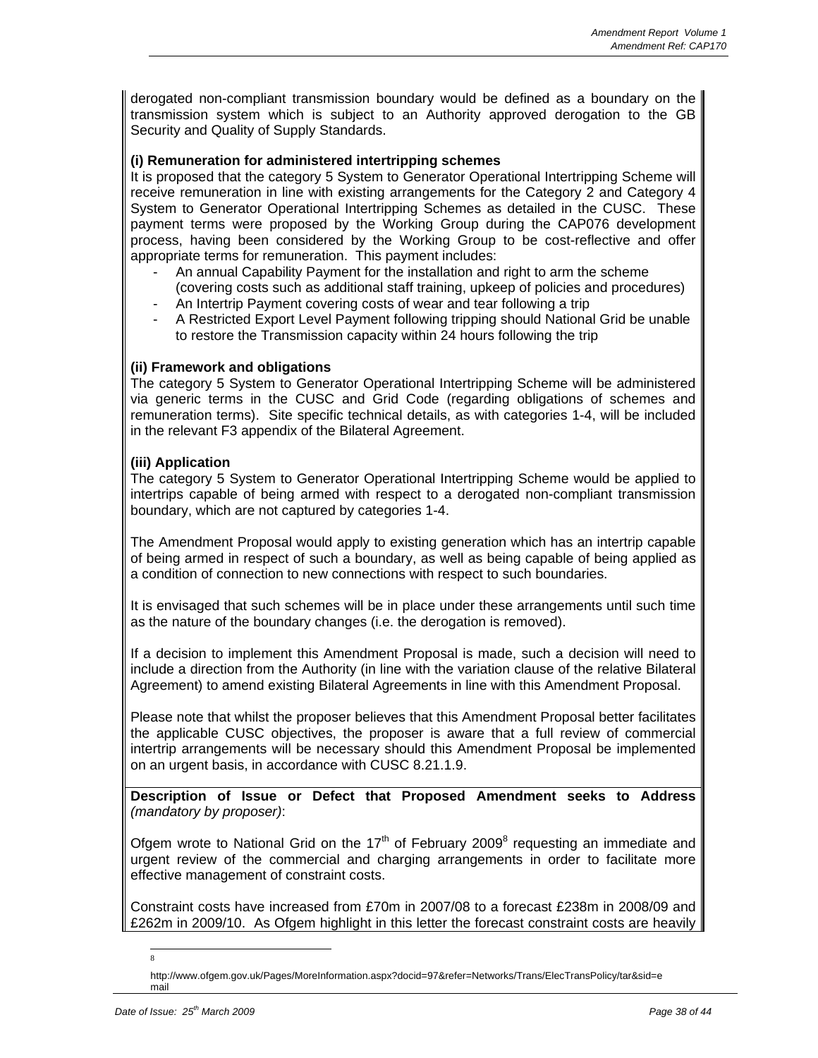derogated non-compliant transmission boundary would be defined as a boundary on the transmission system which is subject to an Authority approved derogation to the GB Security and Quality of Supply Standards.

**(i) Remuneration for administered intertripping schemes**

It is proposed that the category 5 System to Generator Operational Intertripping Scheme will receive remuneration in line with existing arrangements for the Category 2 and Category 4 System to Generator Operational Intertripping Schemes as detailed in the CUSC. These payment terms were proposed by the Working Group during the CAP076 development process, having been considered by the Working Group to be cost-reflective and offer appropriate terms for remuneration. This payment includes:

- An annual Capability Payment for the installation and right to arm the scheme (covering costs such as additional staff training, upkeep of policies and procedures)
- An Intertrip Payment covering costs of wear and tear following a trip
- A Restricted Export Level Payment following tripping should National Grid be unable to restore the Transmission capacity within 24 hours following the trip

**(ii) Framework and obligations**

The category 5 System to Generator Operational Intertripping Scheme will be administered via generic terms in the CUSC and Grid Code (regarding obligations of schemes and remuneration terms). Site specific technical details, as with categories 1-4, will be included in the relevant F3 appendix of the Bilateral Agreement.

**(iii) Application**

The category 5 System to Generator Operational Intertripping Scheme would be applied to intertrips capable of being armed with respect to a derogated non-compliant transmission boundary, which are not captured by categories 1-4.

The Amendment Proposal would apply to existing generation which has an intertrip capable of being armed in respect of such a boundary, as well as being capable of being applied as a condition of connection to new connections with respect to such boundaries.

It is envisaged that such schemes will be in place under these arrangements until such time as the nature of the boundary changes (i.e. the derogation is removed).

If a decision to implement this Amendment Proposal is made, such a decision will need to include a direction from the Authority (in line with the variation clause of the relative Bilateral Agreement) to amend existing Bilateral Agreements in line with this Amendment Proposal.

Please note that whilst the proposer believes that this Amendment Proposal better facilitates the applicable CUSC objectives, the proposer is aware that a full review of commercial intertrip arrangements will be necessary should this Amendment Proposal be implemented on an urgent basis, in accordance with CUSC 8.21.1.9.

**Description of Issue or Defect that Proposed Amendment seeks to Address** *(mandatory by proposer)*:

Ofgem wrote to National Grid on the 17th of February 2009[8] requesting an immediate and urgent review of the commercial and charging arrangements in order to facilitate more effective management of constraint costs.

Constraint costs have increased from £70m in 2007/08 to a forecast £238m in 2008/09 and £262m in 2009/10. As Ofgem highlight in this letter the forecast constraint costs are heavily

[8] http://www.ofgem.gov.uk/Pages/MoreInformation.aspx?docid=97&refer=Networks/Trans/ElecTransPolicy/tar&sid=email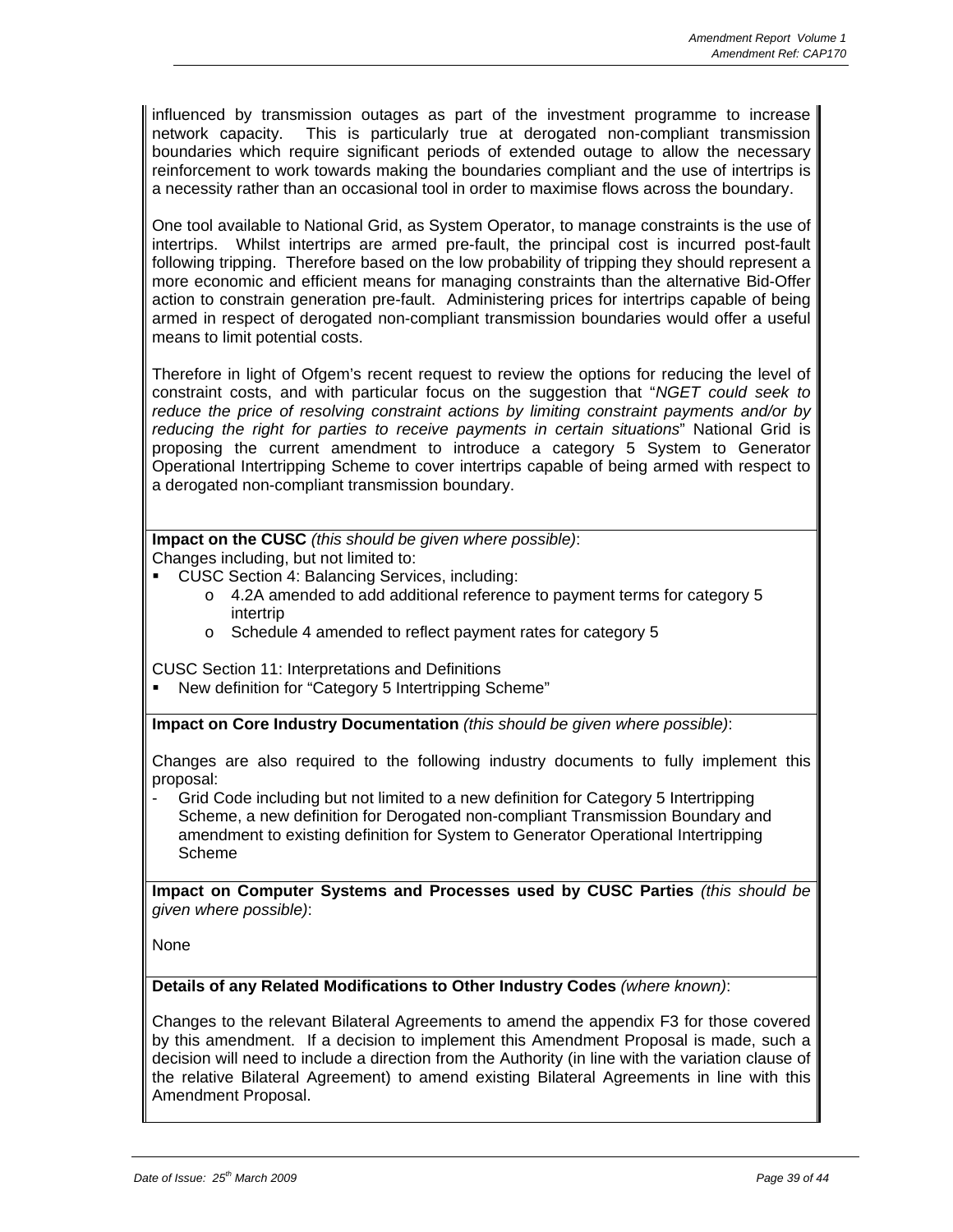influenced by transmission outages as part of the investment programme to increase network capacity. This is particularly true at derogated non-compliant transmission boundaries which require significant periods of extended outage to allow the necessary reinforcement to work towards making the boundaries compliant and the use of intertrips is a necessity rather than an occasional tool in order to maximise flows across the boundary.

One tool available to National Grid, as System Operator, to manage constraints is the use of intertrips. Whilst intertrips are armed pre-fault, the principal cost is incurred post-fault following tripping. Therefore based on the low probability of tripping they should represent a more economic and efficient means for managing constraints than the alternative Bid-Offer action to constrain generation pre-fault. Administering prices for intertrips capable of being armed in respect of derogated non-compliant transmission boundaries would offer a useful means to limit potential costs.

Therefore in light of Ofgem's recent request to review the options for reducing the level of constraint costs, and with particular focus on the suggestion that "*NGET could seek to reduce the price of resolving constraint actions by limiting constraint payments and/or by reducing the right for parties to receive payments in certain situations*" National Grid is proposing the current amendment to introduce a category 5 System to Generator Operational Intertripping Scheme to cover intertrips capable of being armed with respect to a derogated non-compliant transmission boundary.

**Impact on the CUSC** *(this should be given where possible)*:
Changes including, but not limited to:

- CUSC Section 4: Balancing Services, including:
  - 4.2A amended to add additional reference to payment terms for category 5 intertrip
  - Schedule 4 amended to reflect payment rates for category 5

CUSC Section 11: Interpretations and Definitions

- New definition for "Category 5 Intertripping Scheme"

**Impact on Core Industry Documentation** *(this should be given where possible)*:

Changes are also required to the following industry documents to fully implement this proposal:

- Grid Code including but not limited to a new definition for Category 5 Intertripping Scheme, a new definition for Derogated non-compliant Transmission Boundary and amendment to existing definition for System to Generator Operational Intertripping Scheme

**Impact on Computer Systems and Processes used by CUSC Parties** *(this should be given where possible)*:

None

**Details of any Related Modifications to Other Industry Codes** *(where known)*:

Changes to the relevant Bilateral Agreements to amend the appendix F3 for those covered by this amendment. If a decision to implement this Amendment Proposal is made, such a decision will need to include a direction from the Authority (in line with the variation clause of the relative Bilateral Agreement) to amend existing Bilateral Agreements in line with this Amendment Proposal.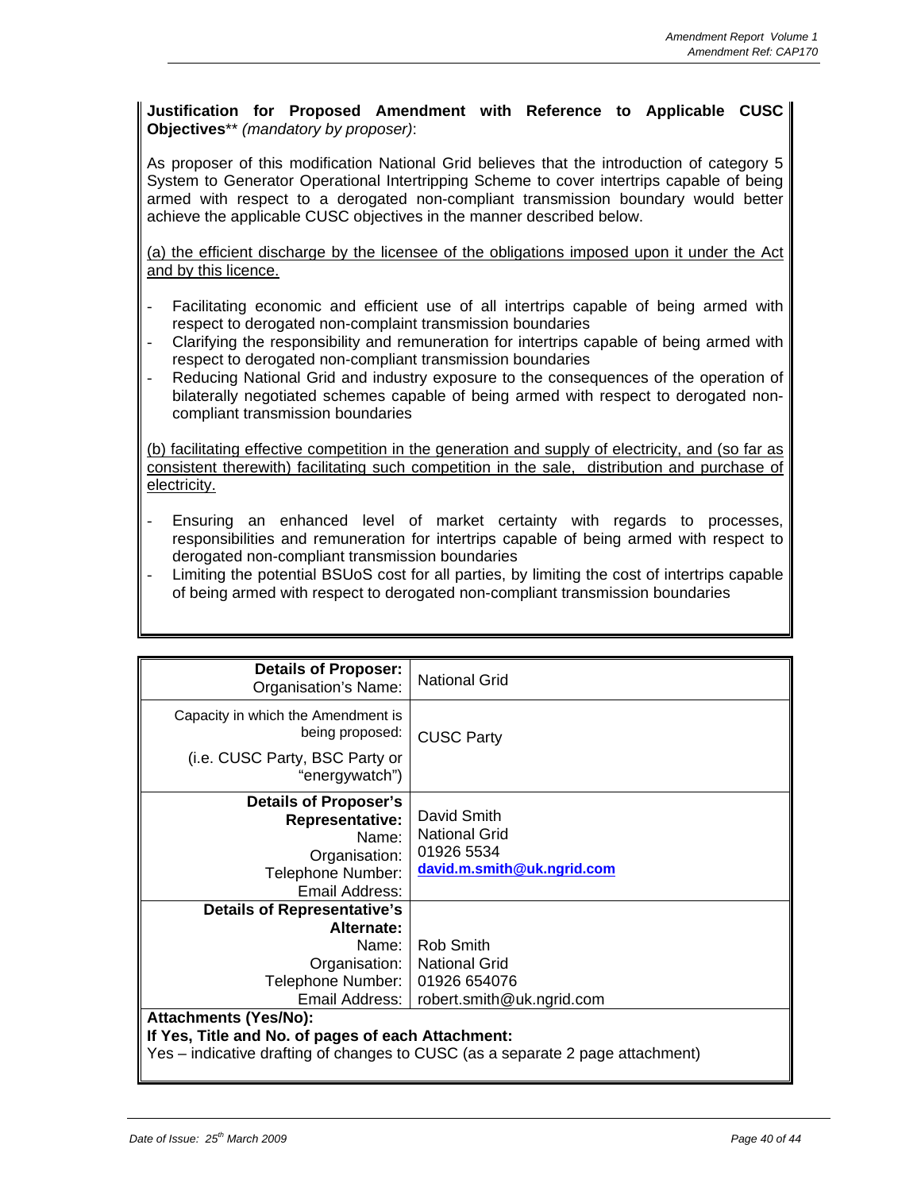**Justification for Proposed Amendment with Reference to Applicable CUSC Objectives**** *(mandatory by proposer)*:

As proposer of this modification National Grid believes that the introduction of category 5 System to Generator Operational Intertripping Scheme to cover intertrips capable of being armed with respect to a derogated non-compliant transmission boundary would better achieve the applicable CUSC objectives in the manner described below.

<u>(a) the efficient discharge by the licensee of the obligations imposed upon it under the Act and by this licence.</u>

- Facilitating economic and efficient use of all intertrips capable of being armed with respect to derogated non-complaint transmission boundaries
- Clarifying the responsibility and remuneration for intertrips capable of being armed with respect to derogated non-compliant transmission boundaries
- Reducing National Grid and industry exposure to the consequences of the operation of bilaterally negotiated schemes capable of being armed with respect to derogated non-compliant transmission boundaries

<u>(b) facilitating effective competition in the generation and supply of electricity, and (so far as consistent therewith) facilitating such competition in the sale, distribution and purchase of electricity.</u>

- Ensuring an enhanced level of market certainty with regards to processes, responsibilities and remuneration for intertrips capable of being armed with respect to derogated non-compliant transmission boundaries
- Limiting the potential BSUoS cost for all parties, by limiting the cost of intertrips capable of being armed with respect to derogated non-compliant transmission boundaries

| | |
|---|---|
| **Details of Proposer:** Organisation's Name: | National Grid |
| Capacity in which the Amendment is being proposed: (i.e. CUSC Party, BSC Party or "energywatch") | CUSC Party |
| **Details of Proposer's Representative:** Name: Organisation: Telephone Number: Email Address: | David Smith<br>National Grid<br>01926 5534<br>david.m.smith@uk.ngrid.com |
| **Details of Representative's Alternate:** Name: Organisation: Telephone Number: Email Address: | Rob Smith<br>National Grid<br>01926 654076<br>robert.smith@uk.ngrid.com |

**Attachments (Yes/No):**
**If Yes, Title and No. of pages of each Attachment:**
Yes – indicative drafting of changes to CUSC (as a separate 2 page attachment)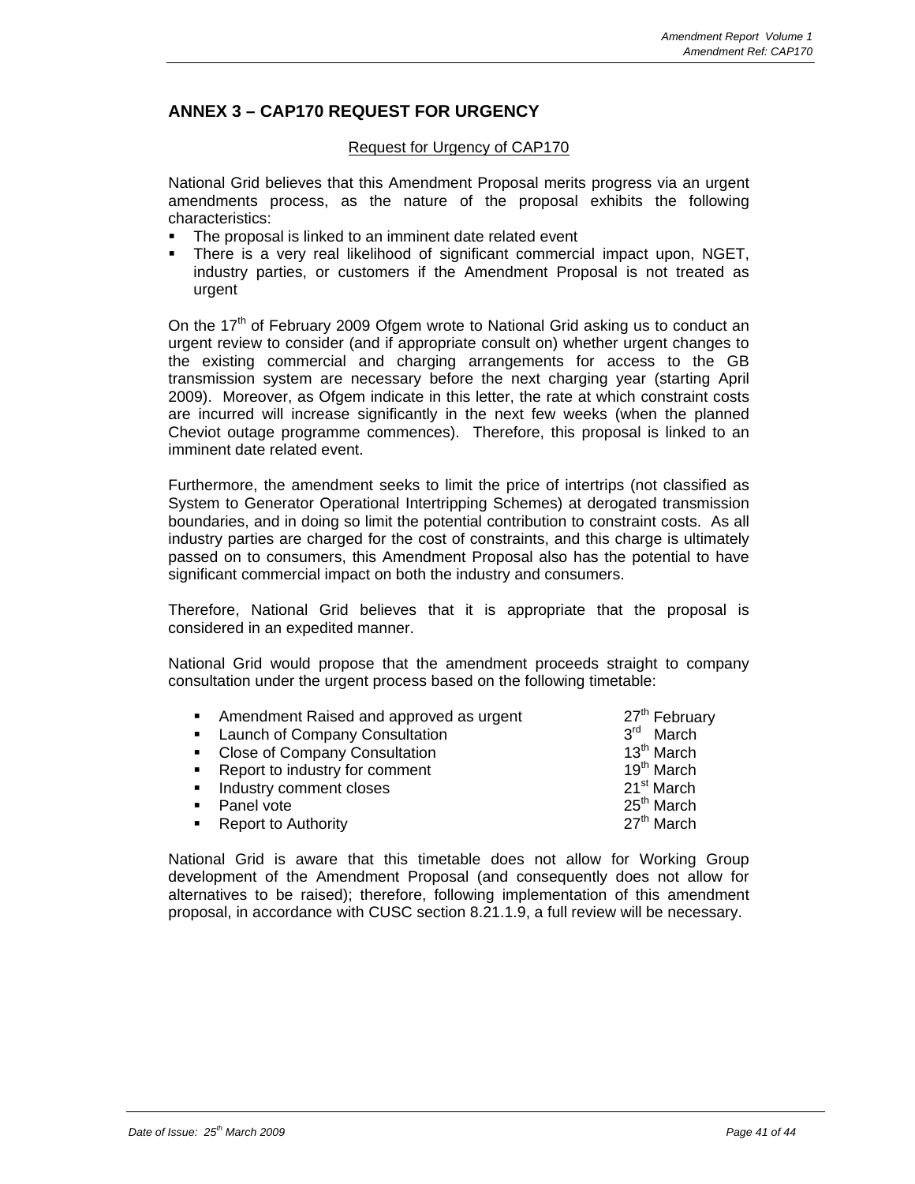## ANNEX 3 – CAP170 REQUEST FOR URGENCY

Request for Urgency of CAP170

National Grid believes that this Amendment Proposal merits progress via an urgent amendments process, as the nature of the proposal exhibits the following characteristics:

- The proposal is linked to an imminent date related event
- There is a very real likelihood of significant commercial impact upon, NGET, industry parties, or customers if the Amendment Proposal is not treated as urgent

On the 17th of February 2009 Ofgem wrote to National Grid asking us to conduct an urgent review to consider (and if appropriate consult on) whether urgent changes to the existing commercial and charging arrangements for access to the GB transmission system are necessary before the next charging year (starting April 2009). Moreover, as Ofgem indicate in this letter, the rate at which constraint costs are incurred will increase significantly in the next few weeks (when the planned Cheviot outage programme commences). Therefore, this proposal is linked to an imminent date related event.

Furthermore, the amendment seeks to limit the price of intertrips (not classified as System to Generator Operational Intertripping Schemes) at derogated transmission boundaries, and in doing so limit the potential contribution to constraint costs. As all industry parties are charged for the cost of constraints, and this charge is ultimately passed on to consumers, this Amendment Proposal also has the potential to have significant commercial impact on both the industry and consumers.

Therefore, National Grid believes that it is appropriate that the proposal is considered in an expedited manner.

National Grid would propose that the amendment proceeds straight to company consultation under the urgent process based on the following timetable:

| | |
|---|---|
| Amendment Raised and approved as urgent | 27th February |
| Launch of Company Consultation | 3rd March |
| Close of Company Consultation | 13th March |
| Report to industry for comment | 19th March |
| Industry comment closes | 21st March |
| Panel vote | 25th March |
| Report to Authority | 27th March |

National Grid is aware that this timetable does not allow for Working Group development of the Amendment Proposal (and consequently does not allow for alternatives to be raised); therefore, following implementation of this amendment proposal, in accordance with CUSC section 8.21.1.9, a full review will be necessary.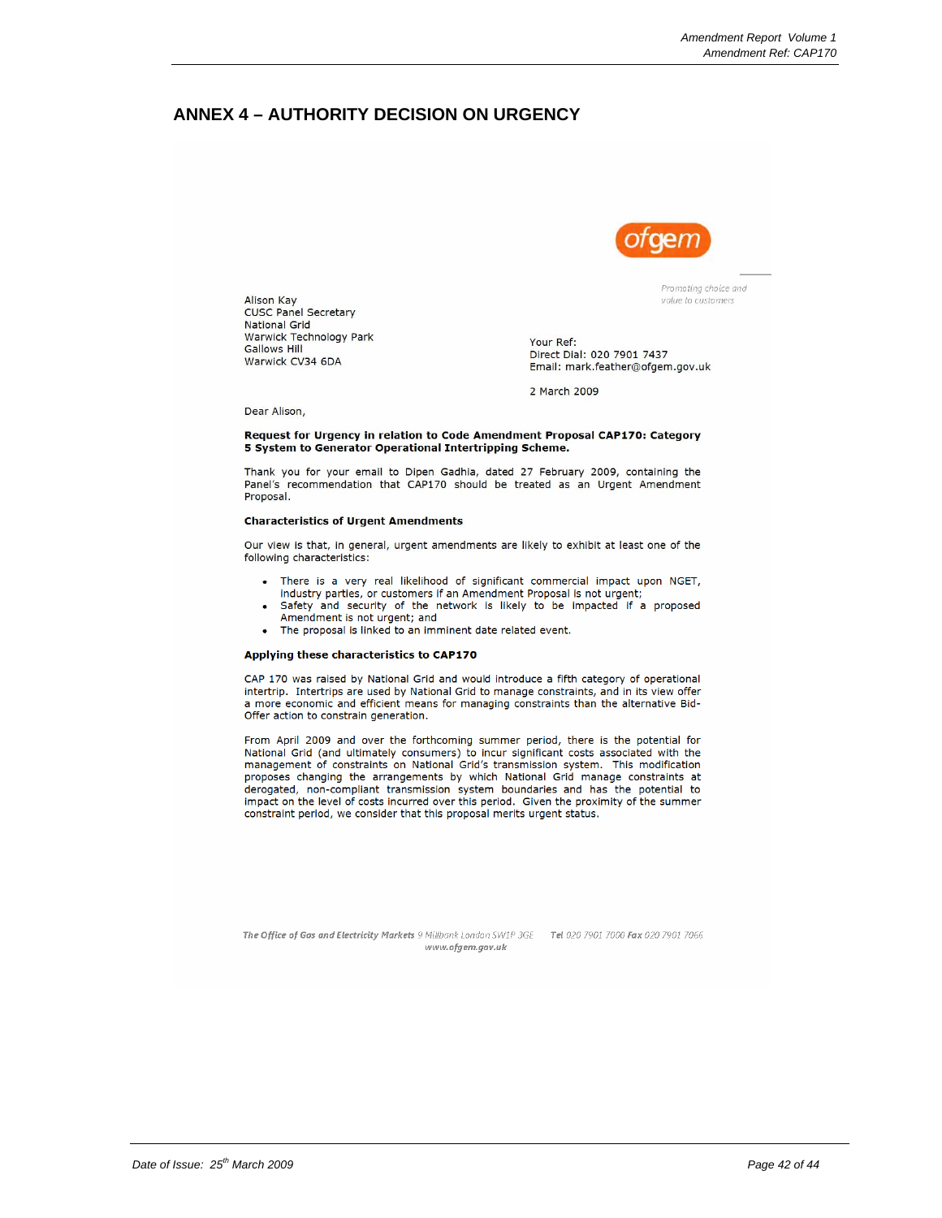## ANNEX 4 – AUTHORITY DECISION ON URGENCY

ofgem

Promoting choice and value to customers

Alison Kay
CUSC Panel Secretary
National Grid
Warwick Technology Park
Gallows Hill
Warwick CV34 6DA

Your Ref:
Direct Dial: 020 7901 7437
Email: mark.feather@ofgem.gov.uk

2 March 2009

Dear Alison,

**Request for Urgency in relation to Code Amendment Proposal CAP170: Category 5 System to Generator Operational Intertripping Scheme.**

Thank you for your email to Dipen Gadhia, dated 27 February 2009, containing the Panel's recommendation that CAP170 should be treated as an Urgent Amendment Proposal.

**Characteristics of Urgent Amendments**

Our view is that, in general, urgent amendments are likely to exhibit at least one of the following characteristics:

- There is a very real likelihood of significant commercial impact upon NGET, industry parties, or customers if an Amendment Proposal is not urgent;
- Safety and security of the network is likely to be impacted if a proposed Amendment is not urgent; and
- The proposal is linked to an imminent date related event.

**Applying these characteristics to CAP170**

CAP 170 was raised by National Grid and would introduce a fifth category of operational intertrip. Intertrips are used by National Grid to manage constraints, and in its view offer a more economic and efficient means for managing constraints than the alternative Bid-Offer action to constrain generation.

From April 2009 and over the forthcoming summer period, there is the potential for National Grid (and ultimately consumers) to incur significant costs associated with the management of constraints on National Grid's transmission system. This modification proposes changing the arrangements by which National Grid manage constraints at derogated, non-compliant transmission system boundaries and has the potential to impact on the level of costs incurred over this period. Given the proximity of the summer constraint period, we consider that this proposal merits urgent status.

*The Office of Gas and Electricity Markets* 9 Millbank London SW1P 3GE Tel 020 7901 7000 Fax 020 7901 7066
www.ofgem.gov.uk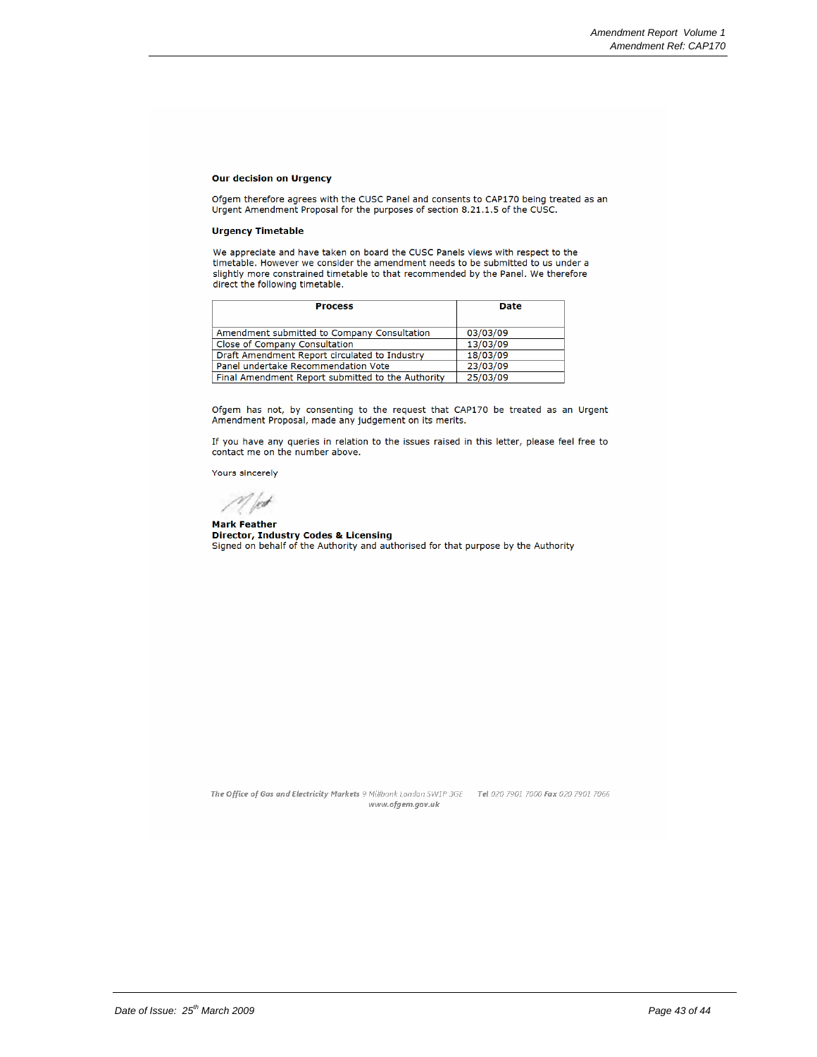**Our decision on Urgency**

Ofgem therefore agrees with the CUSC Panel and consents to CAP170 being treated as an Urgent Amendment Proposal for the purposes of section 8.21.1.5 of the CUSC.

**Urgency Timetable**

We appreciate and have taken on board the CUSC Panels views with respect to the timetable. However we consider the amendment needs to be submitted to us under a slightly more constrained timetable to that recommended by the Panel. We therefore direct the following timetable.

| Process | Date |
|---|---|
| Amendment submitted to Company Consultation | 03/03/09 |
| Close of Company Consultation | 13/03/09 |
| Draft Amendment Report circulated to Industry | 18/03/09 |
| Panel undertake Recommendation Vote | 23/03/09 |
| Final Amendment Report submitted to the Authority | 25/03/09 |

Ofgem has not, by consenting to the request that CAP170 be treated as an Urgent Amendment Proposal, made any judgement on its merits.

If you have any queries in relation to the issues raised in this letter, please feel free to contact me on the number above.

Yours sincerely

**Mark Feather**
**Director, Industry Codes & Licensing**
Signed on behalf of the Authority and authorised for that purpose by the Authority

*The Office of Gas and Electricity Markets* 9 Millbank London SW1P 3GE **Tel** 020 7901 7000 **Fax** 020 7901 7066
*www.ofgem.gov.uk*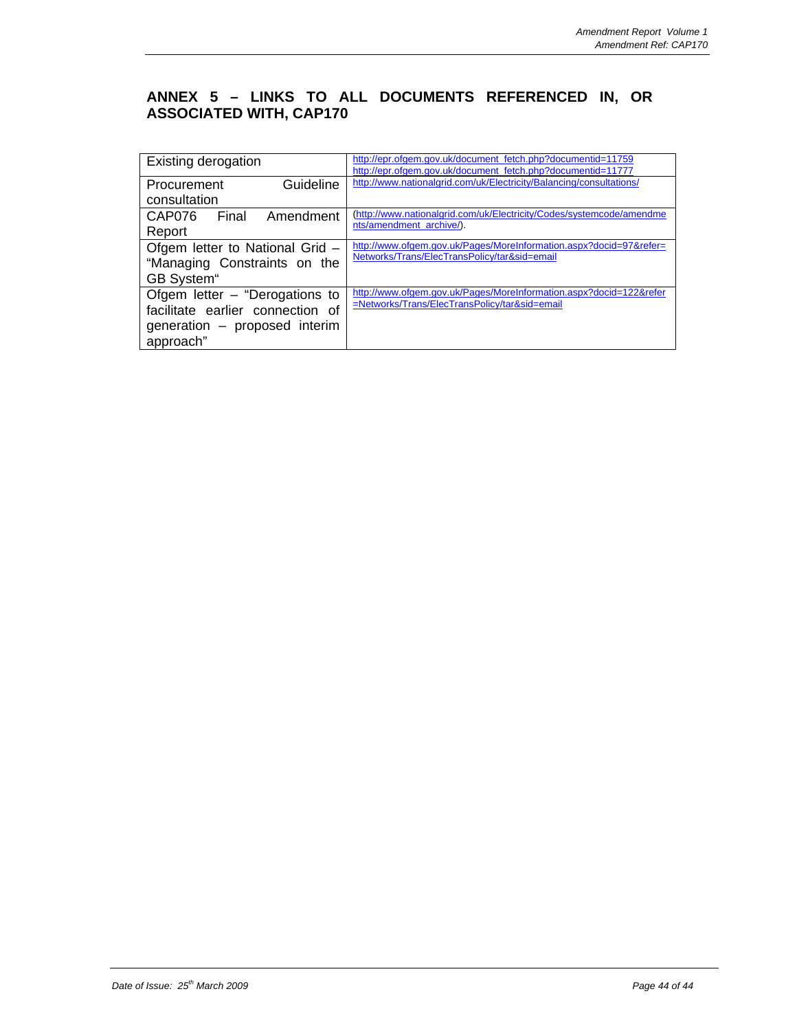## ANNEX 5 – LINKS TO ALL DOCUMENTS REFERENCED IN, OR ASSOCIATED WITH, CAP170

| | |
|---|---|
| Existing derogation | http://epr.ofgem.gov.uk/document_fetch.php?documentid=11759 http://epr.ofgem.gov.uk/document_fetch.php?documentid=11777 |
| Procurement Guideline consultation | http://www.nationalgrid.com/uk/Electricity/Balancing/consultations/ |
| CAP076 Final Amendment Report | (http://www.nationalgrid.com/uk/Electricity/Codes/systemcode/amendments/amendment_archive/). |
| Ofgem letter to National Grid – "Managing Constraints on the GB System" | http://www.ofgem.gov.uk/Pages/MoreInformation.aspx?docid=97&refer=Networks/Trans/ElecTransPolicy/tar&sid=email |
| Ofgem letter – "Derogations to facilitate earlier connection of generation – proposed interim approach" | http://www.ofgem.gov.uk/Pages/MoreInformation.aspx?docid=122&refer=Networks/Trans/ElecTransPolicy/tar&sid=email |